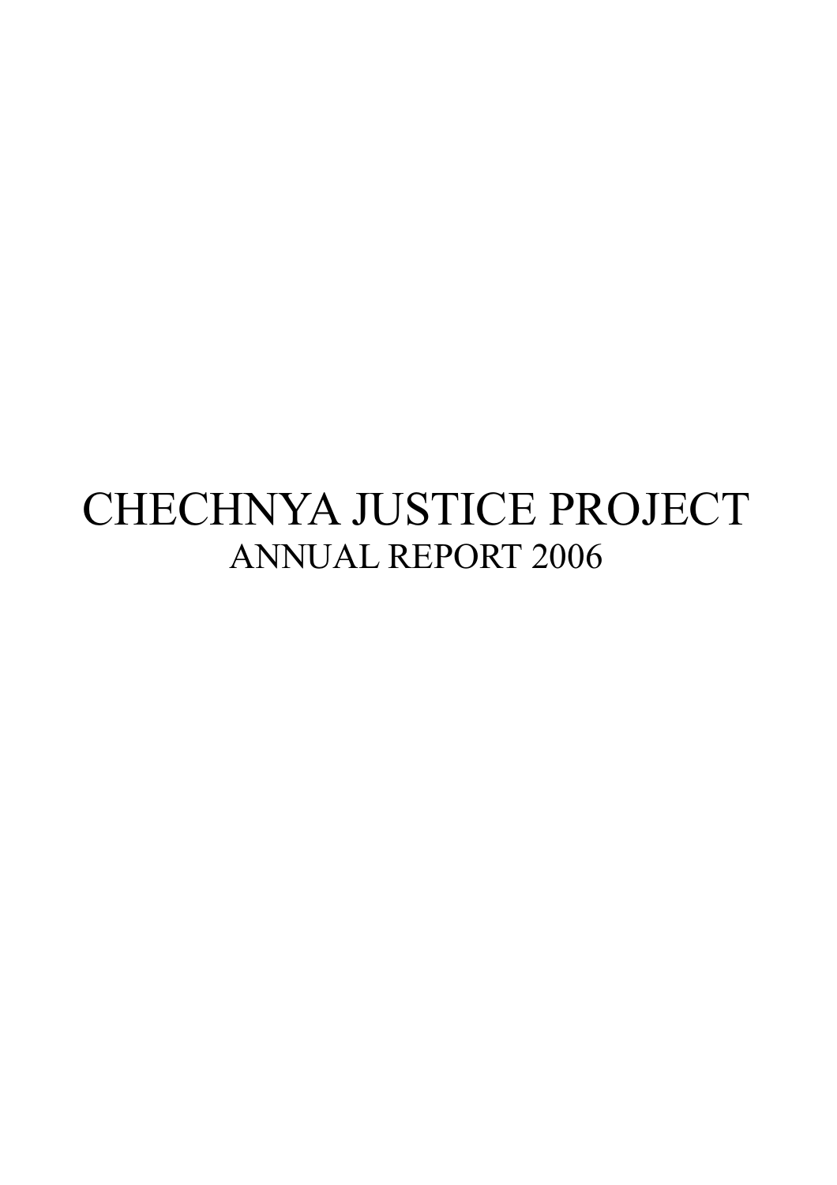# CHECHNYA JUSTICE PROJECT

## ANNUAL REPORT 2006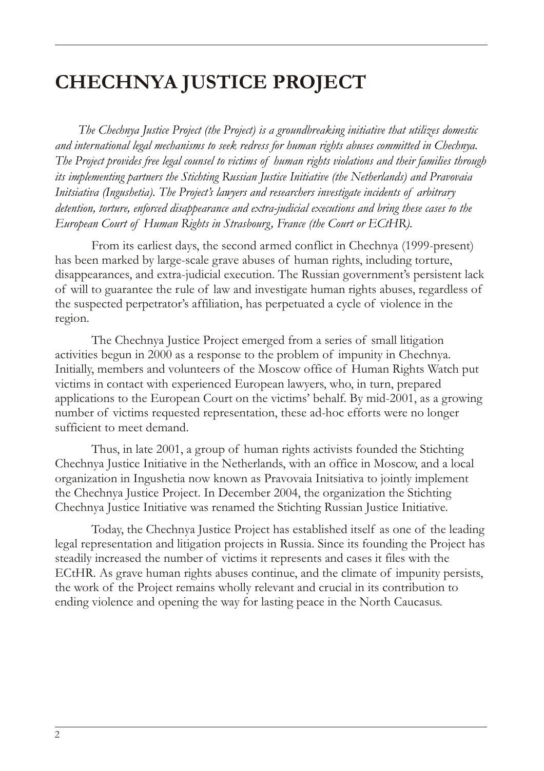# CHECHNYA JUSTICE PROJECT

*The Chechnya Justice Project (the Project) is a groundbreaking initiative that utilizes domestic and international legal mechanisms to seek redress for human rights abuses committed in Chechnya. The Project provides free legal counsel to victims of human rights violations and their families through its implementing partners the Stichting Russian Justice Initiative (the Netherlands) and Pravovaia Initsiativa (Ingushetia). The Project's lawyers and researchers investigate incidents of arbitrary detention, torture, enforced disappearance and extra-judicial executions and bring these cases to the European Court of Human Rights in Strasbourg, France (the Court or ECtHR).*

From its earliest days, the second armed conflict in Chechnya (1999-present) has been marked by large-scale grave abuses of human rights, including torture, disappearances, and extra-judicial execution. The Russian government's persistent lack of will to guarantee the rule of law and investigate human rights abuses, regardless of the suspected perpetrator's affiliation, has perpetuated a cycle of violence in the region.

The Chechnya Justice Project emerged from a series of small litigation activities begun in 2000 as a response to the problem of impunity in Chechnya. Initially, members and volunteers of the Moscow office of Human Rights Watch put victims in contact with experienced European lawyers, who, in turn, prepared applications to the European Court on the victims' behalf. By mid-2001, as a growing number of victims requested representation, these ad-hoc efforts were no longer sufficient to meet demand.

Thus, in late 2001, a group of human rights activists founded the Stichting Chechnya Justice Initiative in the Netherlands, with an office in Moscow, and a local organization in Ingushetia now known as Pravovaia Initsiativa to jointly implement the Chechnya Justice Project. In December 2004, the organization the Stichting Chechnya Justice Initiative was renamed the Stichting Russian Justice Initiative.

Today, the Chechnya Justice Project has established itself as one of the leading legal representation and litigation projects in Russia. Since its founding the Project has steadily increased the number of victims it represents and cases it files with the ECtHR. As grave human rights abuses continue, and the climate of impunity persists, the work of the Project remains wholly relevant and crucial in its contribution to ending violence and opening the way for lasting peace in the North Caucasus.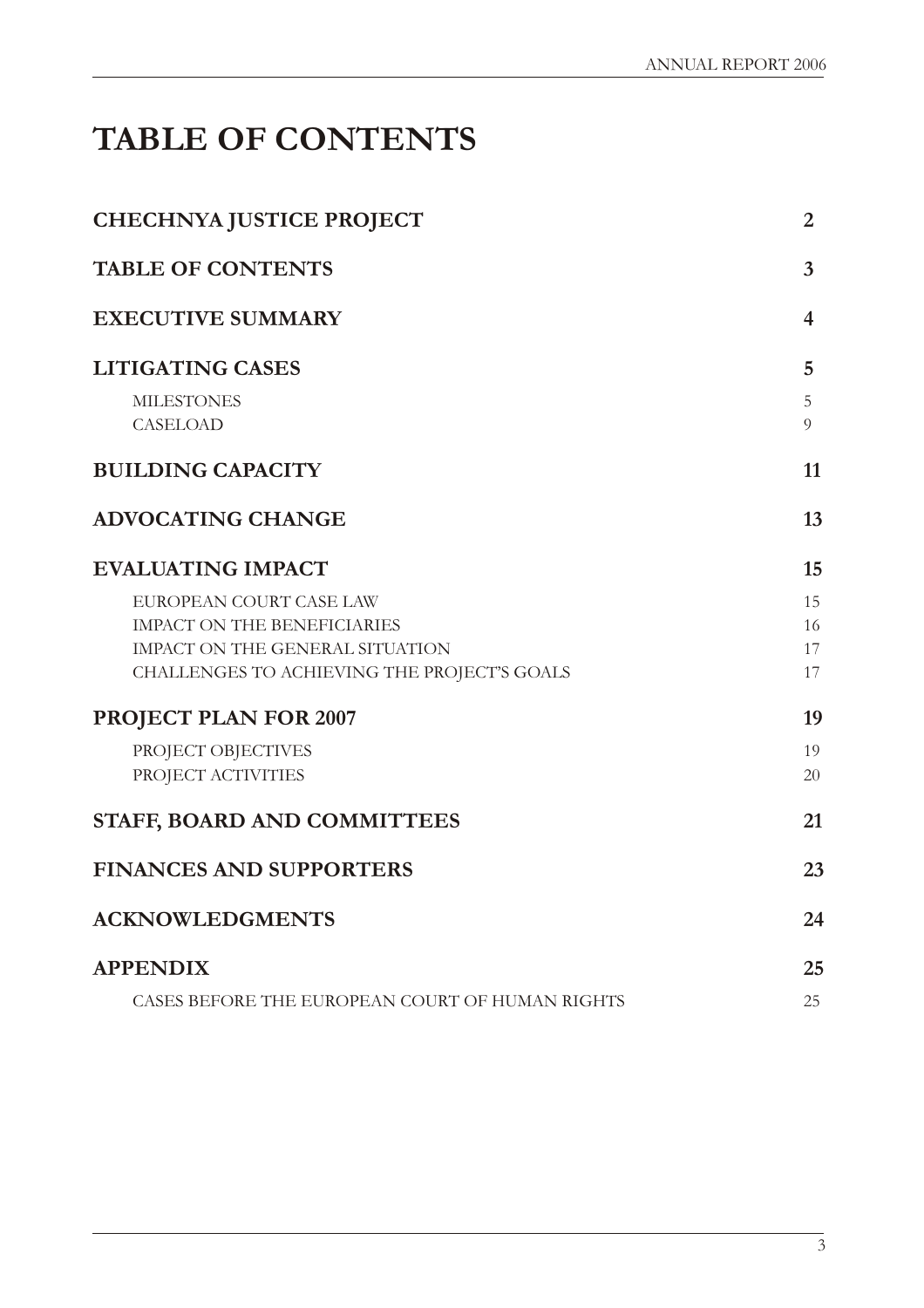# TABLE OF CONTENTS

| | |
|---|---|
| **CHECHNYA JUSTICE PROJECT** | **2** |
| **TABLE OF CONTENTS** | **3** |
| **EXECUTIVE SUMMARY** | **4** |
| **LITIGATING CASES** | **5** |
| MILESTONES | 5 |
| CASELOAD | 9 |
| **BUILDING CAPACITY** | **11** |
| **ADVOCATING CHANGE** | **13** |
| **EVALUATING IMPACT** | **15** |
| EUROPEAN COURT CASE LAW | 15 |
| IMPACT ON THE BENEFICIARIES | 16 |
| IMPACT ON THE GENERAL SITUATION | 17 |
| CHALLENGES TO ACHIEVING THE PROJECT'S GOALS | 17 |
| **PROJECT PLAN FOR 2007** | **19** |
| PROJECT OBJECTIVES | 19 |
| PROJECT ACTIVITIES | 20 |
| **STAFF, BOARD AND COMMITTEES** | **21** |
| **FINANCES AND SUPPORTERS** | **23** |
| **ACKNOWLEDGMENTS** | **24** |
| **APPENDIX** | **25** |
| CASES BEFORE THE EUROPEAN COURT OF HUMAN RIGHTS | 25 |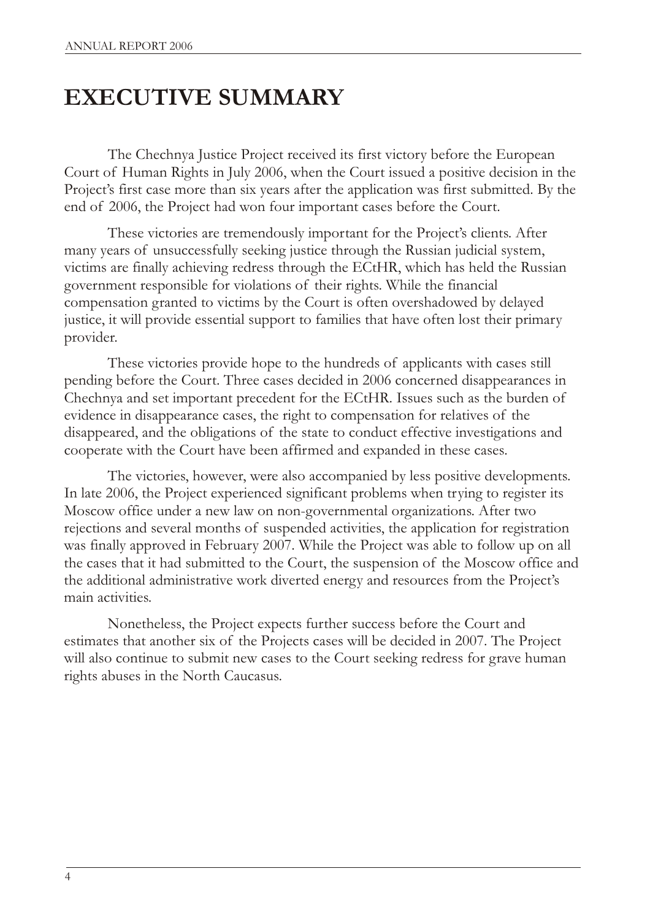# EXECUTIVE SUMMARY

The Chechnya Justice Project received its first victory before the European Court of Human Rights in July 2006, when the Court issued a positive decision in the Project's first case more than six years after the application was first submitted. By the end of 2006, the Project had won four important cases before the Court.

These victories are tremendously important for the Project's clients. After many years of unsuccessfully seeking justice through the Russian judicial system, victims are finally achieving redress through the ECtHR, which has held the Russian government responsible for violations of their rights. While the financial compensation granted to victims by the Court is often overshadowed by delayed justice, it will provide essential support to families that have often lost their primary provider.

These victories provide hope to the hundreds of applicants with cases still pending before the Court. Three cases decided in 2006 concerned disappearances in Chechnya and set important precedent for the ECtHR. Issues such as the burden of evidence in disappearance cases, the right to compensation for relatives of the disappeared, and the obligations of the state to conduct effective investigations and cooperate with the Court have been affirmed and expanded in these cases.

The victories, however, were also accompanied by less positive developments. In late 2006, the Project experienced significant problems when trying to register its Moscow office under a new law on non-governmental organizations. After two rejections and several months of suspended activities, the application for registration was finally approved in February 2007. While the Project was able to follow up on all the cases that it had submitted to the Court, the suspension of the Moscow office and the additional administrative work diverted energy and resources from the Project's main activities.

Nonetheless, the Project expects further success before the Court and estimates that another six of the Projects cases will be decided in 2007. The Project will also continue to submit new cases to the Court seeking redress for grave human rights abuses in the North Caucasus.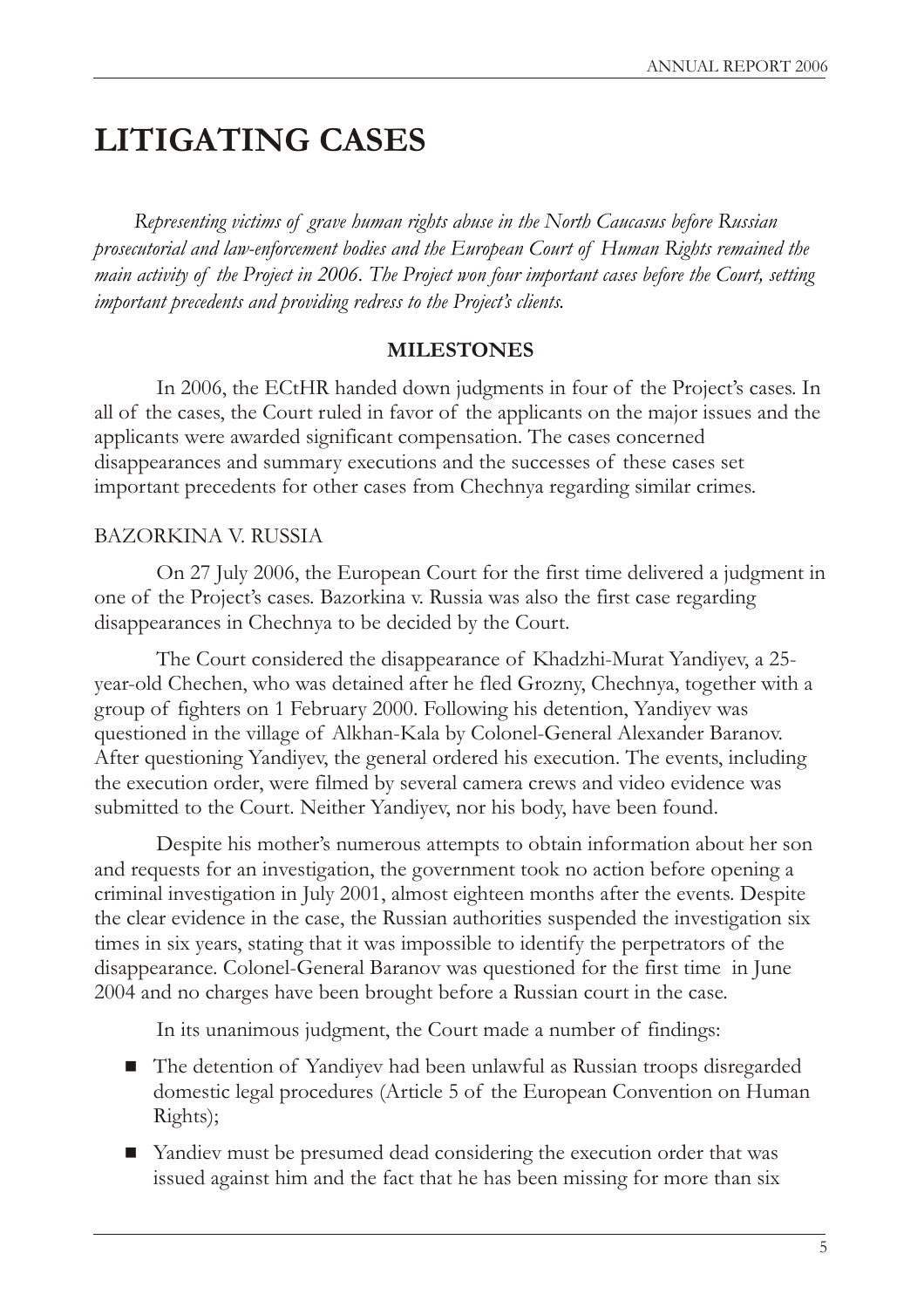# LITIGATING CASES

*Representing victims of grave human rights abuse in the North Caucasus before Russian prosecutorial and law-enforcement bodies and the European Court of Human Rights remained the main activity of the Project in 2006. The Project won four important cases before the Court, setting important precedents and providing redress to the Project's clients.*

## MILESTONES

In 2006, the ECtHR handed down judgments in four of the Project's cases. In all of the cases, the Court ruled in favor of the applicants on the major issues and the applicants were awarded significant compensation. The cases concerned disappearances and summary executions and the successes of these cases set important precedents for other cases from Chechnya regarding similar crimes.

### BAZORKINA V. RUSSIA

On 27 July 2006, the European Court for the first time delivered a judgment in one of the Project's cases. Bazorkina v. Russia was also the first case regarding disappearances in Chechnya to be decided by the Court.

The Court considered the disappearance of Khadzhi-Murat Yandiyev, a 25-year-old Chechen, who was detained after he fled Grozny, Chechnya, together with a group of fighters on 1 February 2000. Following his detention, Yandiyev was questioned in the village of Alkhan-Kala by Colonel-General Alexander Baranov. After questioning Yandiyev, the general ordered his execution. The events, including the execution order, were filmed by several camera crews and video evidence was submitted to the Court. Neither Yandiyev, nor his body, have been found.

Despite his mother's numerous attempts to obtain information about her son and requests for an investigation, the government took no action before opening a criminal investigation in July 2001, almost eighteen months after the events. Despite the clear evidence in the case, the Russian authorities suspended the investigation six times in six years, stating that it was impossible to identify the perpetrators of the disappearance. Colonel-General Baranov was questioned for the first time in June 2004 and no charges have been brought before a Russian court in the case.

In its unanimous judgment, the Court made a number of findings:

- The detention of Yandiyev had been unlawful as Russian troops disregarded domestic legal procedures (Article 5 of the European Convention on Human Rights);
- Yandiev must be presumed dead considering the execution order that was issued against him and the fact that he has been missing for more than six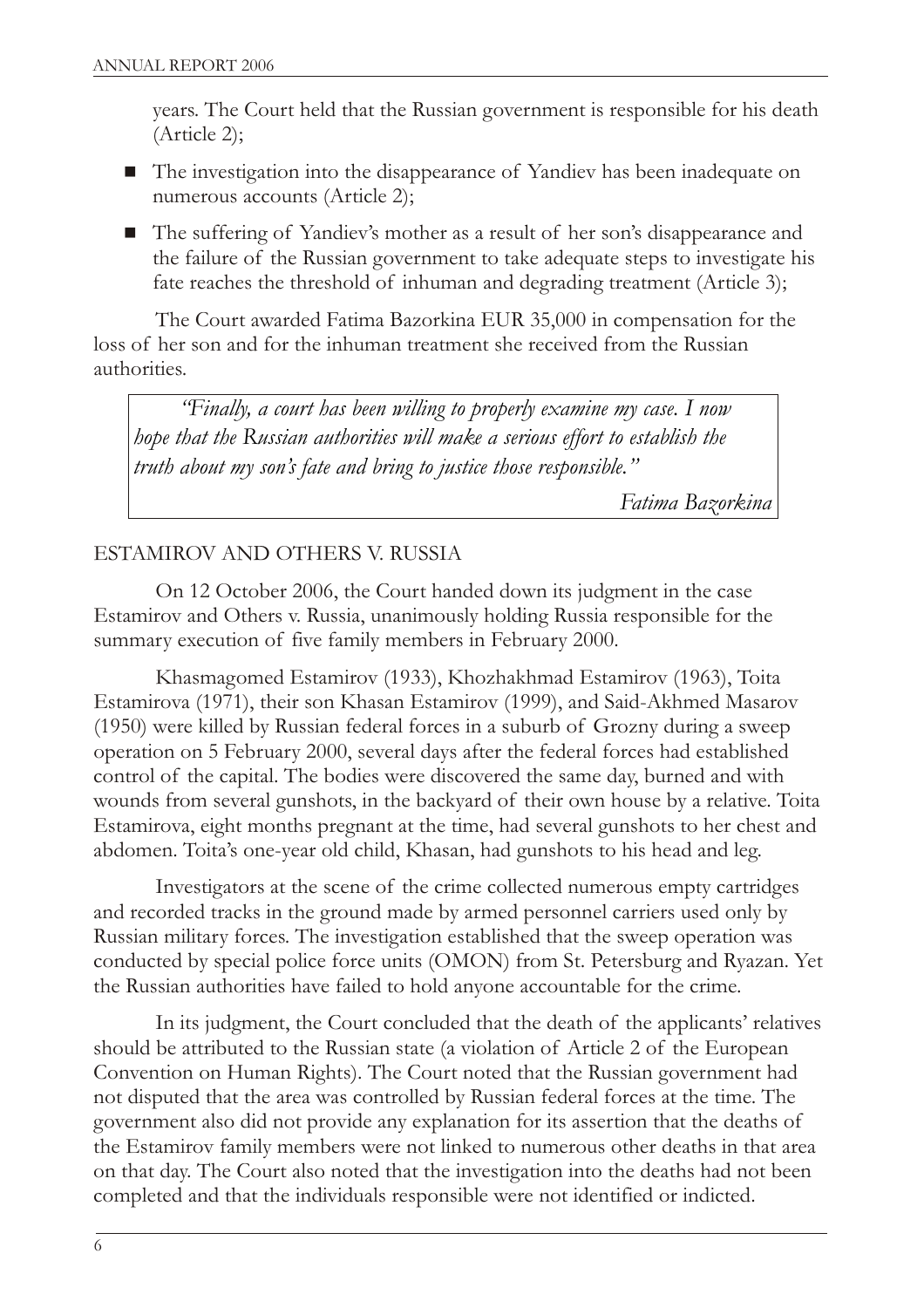years. The Court held that the Russian government is responsible for his death (Article 2);

- The investigation into the disappearance of Yandiev has been inadequate on numerous accounts (Article 2);
- The suffering of Yandiev's mother as a result of her son's disappearance and the failure of the Russian government to take adequate steps to investigate his fate reaches the threshold of inhuman and degrading treatment (Article 3);

The Court awarded Fatima Bazorkina EUR 35,000 in compensation for the loss of her son and for the inhuman treatment she received from the Russian authorities.

> *"Finally, a court has been willing to properly examine my case. I now hope that the Russian authorities will make a serious effort to establish the truth about my son's fate and bring to justice those responsible."*
>
> *Fatima Bazorkina*

## ESTAMIROV AND OTHERS V. RUSSIA

On 12 October 2006, the Court handed down its judgment in the case Estamirov and Others v. Russia, unanimously holding Russia responsible for the summary execution of five family members in February 2000.

Khasmagomed Estamirov (1933), Khozhakhmad Estamirov (1963), Toita Estamirova (1971), their son Khasan Estamirov (1999), and Said-Akhmed Masarov (1950) were killed by Russian federal forces in a suburb of Grozny during a sweep operation on 5 February 2000, several days after the federal forces had established control of the capital. The bodies were discovered the same day, burned and with wounds from several gunshots, in the backyard of their own house by a relative. Toita Estamirova, eight months pregnant at the time, had several gunshots to her chest and abdomen. Toita's one-year old child, Khasan, had gunshots to his head and leg.

Investigators at the scene of the crime collected numerous empty cartridges and recorded tracks in the ground made by armed personnel carriers used only by Russian military forces. The investigation established that the sweep operation was conducted by special police force units (OMON) from St. Petersburg and Ryazan. Yet the Russian authorities have failed to hold anyone accountable for the crime.

In its judgment, the Court concluded that the death of the applicants' relatives should be attributed to the Russian state (a violation of Article 2 of the European Convention on Human Rights). The Court noted that the Russian government had not disputed that the area was controlled by Russian federal forces at the time. The government also did not provide any explanation for its assertion that the deaths of the Estamirov family members were not linked to numerous other deaths in that area on that day. The Court also noted that the investigation into the deaths had not been completed and that the individuals responsible were not identified or indicted.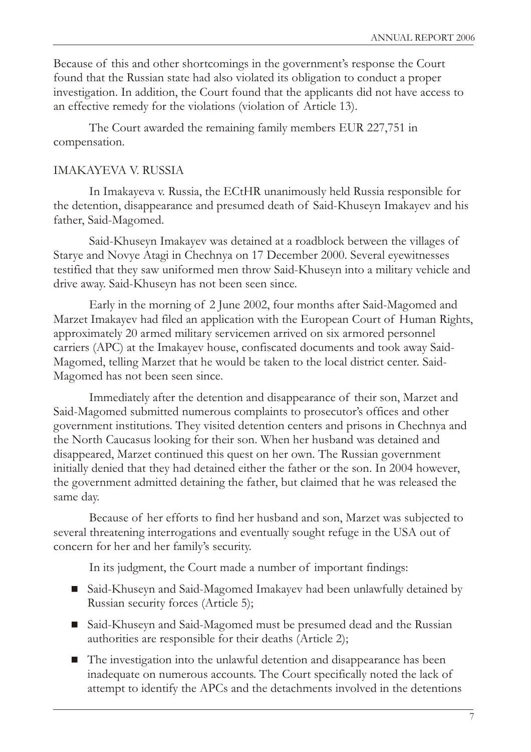Because of this and other shortcomings in the government's response the Court found that the Russian state had also violated its obligation to conduct a proper investigation. In addition, the Court found that the applicants did not have access to an effective remedy for the violations (violation of Article 13).

The Court awarded the remaining family members EUR 227,751 in compensation.

## IMAKAYEVA V. RUSSIA

In Imakayeva v. Russia, the ECtHR unanimously held Russia responsible for the detention, disappearance and presumed death of Said-Khuseyn Imakayev and his father, Said-Magomed.

Said-Khuseyn Imakayev was detained at a roadblock between the villages of Starye and Novye Atagi in Chechnya on 17 December 2000. Several eyewitnesses testified that they saw uniformed men throw Said-Khuseyn into a military vehicle and drive away. Said-Khuseyn has not been seen since.

Early in the morning of 2 June 2002, four months after Said-Magomed and Marzet Imakayev had filed an application with the European Court of Human Rights, approximately 20 armed military servicemen arrived on six armored personnel carriers (APC) at the Imakayev house, confiscated documents and took away Said-Magomed, telling Marzet that he would be taken to the local district center. Said-Magomed has not been seen since.

Immediately after the detention and disappearance of their son, Marzet and Said-Magomed submitted numerous complaints to prosecutor's offices and other government institutions. They visited detention centers and prisons in Chechnya and the North Caucasus looking for their son. When her husband was detained and disappeared, Marzet continued this quest on her own. The Russian government initially denied that they had detained either the father or the son. In 2004 however, the government admitted detaining the father, but claimed that he was released the same day.

Because of her efforts to find her husband and son, Marzet was subjected to several threatening interrogations and eventually sought refuge in the USA out of concern for her and her family's security.

In its judgment, the Court made a number of important findings:

- Said-Khuseyn and Said-Magomed Imakayev had been unlawfully detained by Russian security forces (Article 5);
- Said-Khuseyn and Said-Magomed must be presumed dead and the Russian authorities are responsible for their deaths (Article 2);
- The investigation into the unlawful detention and disappearance has been inadequate on numerous accounts. The Court specifically noted the lack of attempt to identify the APCs and the detachments involved in the detentions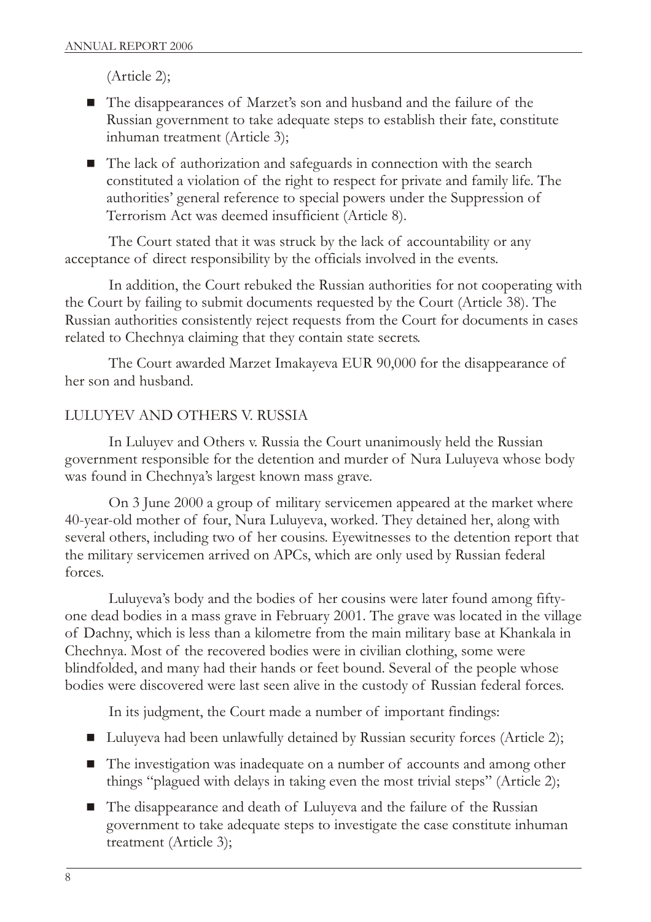(Article 2);

- The disappearances of Marzet's son and husband and the failure of the Russian government to take adequate steps to establish their fate, constitute inhuman treatment (Article 3);
- The lack of authorization and safeguards in connection with the search constituted a violation of the right to respect for private and family life. The authorities' general reference to special powers under the Suppression of Terrorism Act was deemed insufficient (Article 8).

The Court stated that it was struck by the lack of accountability or any acceptance of direct responsibility by the officials involved in the events.

In addition, the Court rebuked the Russian authorities for not cooperating with the Court by failing to submit documents requested by the Court (Article 38). The Russian authorities consistently reject requests from the Court for documents in cases related to Chechnya claiming that they contain state secrets.

The Court awarded Marzet Imakayeva EUR 90,000 for the disappearance of her son and husband.

## LULUYEV AND OTHERS V. RUSSIA

In Luluyev and Others v. Russia the Court unanimously held the Russian government responsible for the detention and murder of Nura Luluyeva whose body was found in Chechnya's largest known mass grave.

On 3 June 2000 a group of military servicemen appeared at the market where 40-year-old mother of four, Nura Luluyeva, worked. They detained her, along with several others, including two of her cousins. Eyewitnesses to the detention report that the military servicemen arrived on APCs, which are only used by Russian federal forces.

Luluyeva's body and the bodies of her cousins were later found among fifty-one dead bodies in a mass grave in February 2001. The grave was located in the village of Dachny, which is less than a kilometre from the main military base at Khankala in Chechnya. Most of the recovered bodies were in civilian clothing, some were blindfolded, and many had their hands or feet bound. Several of the people whose bodies were discovered were last seen alive in the custody of Russian federal forces.

In its judgment, the Court made a number of important findings:

- Luluyeva had been unlawfully detained by Russian security forces (Article 2);
- The investigation was inadequate on a number of accounts and among other things "plagued with delays in taking even the most trivial steps" (Article 2);
- The disappearance and death of Luluyeva and the failure of the Russian government to take adequate steps to investigate the case constitute inhuman treatment (Article 3);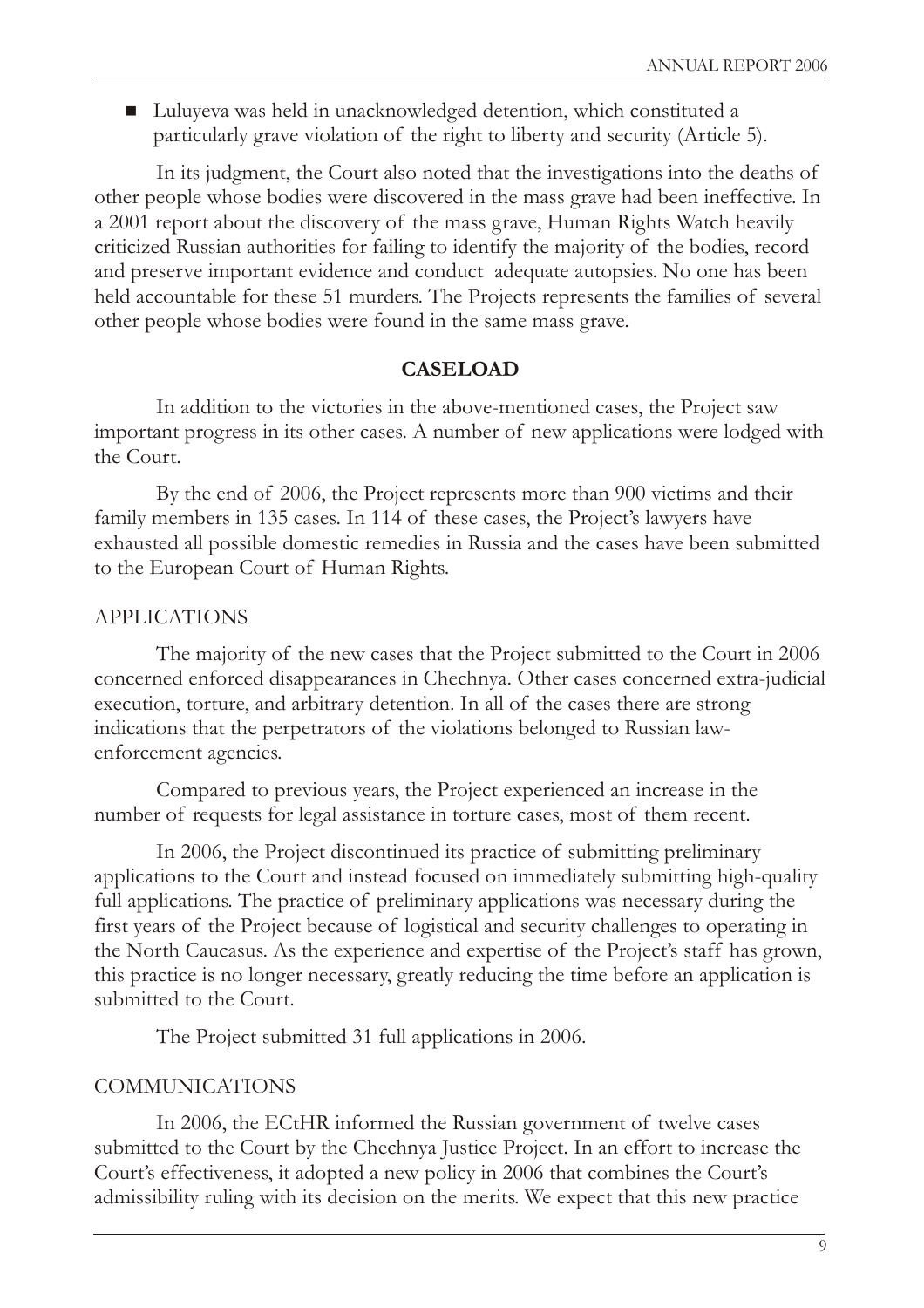- Luluyeva was held in unacknowledged detention, which constituted a particularly grave violation of the right to liberty and security (Article 5).

In its judgment, the Court also noted that the investigations into the deaths of other people whose bodies were discovered in the mass grave had been ineffective. In a 2001 report about the discovery of the mass grave, Human Rights Watch heavily criticized Russian authorities for failing to identify the majority of the bodies, record and preserve important evidence and conduct adequate autopsies. No one has been held accountable for these 51 murders. The Projects represents the families of several other people whose bodies were found in the same mass grave.

## CASELOAD

In addition to the victories in the above-mentioned cases, the Project saw important progress in its other cases. A number of new applications were lodged with the Court.

By the end of 2006, the Project represents more than 900 victims and their family members in 135 cases. In 114 of these cases, the Project's lawyers have exhausted all possible domestic remedies in Russia and the cases have been submitted to the European Court of Human Rights.

### APPLICATIONS

The majority of the new cases that the Project submitted to the Court in 2006 concerned enforced disappearances in Chechnya. Other cases concerned extra-judicial execution, torture, and arbitrary detention. In all of the cases there are strong indications that the perpetrators of the violations belonged to Russian law-enforcement agencies.

Compared to previous years, the Project experienced an increase in the number of requests for legal assistance in torture cases, most of them recent.

In 2006, the Project discontinued its practice of submitting preliminary applications to the Court and instead focused on immediately submitting high-quality full applications. The practice of preliminary applications was necessary during the first years of the Project because of logistical and security challenges to operating in the North Caucasus. As the experience and expertise of the Project's staff has grown, this practice is no longer necessary, greatly reducing the time before an application is submitted to the Court.

The Project submitted 31 full applications in 2006.

### COMMUNICATIONS

In 2006, the ECtHR informed the Russian government of twelve cases submitted to the Court by the Chechnya Justice Project. In an effort to increase the Court's effectiveness, it adopted a new policy in 2006 that combines the Court's admissibility ruling with its decision on the merits. We expect that this new practice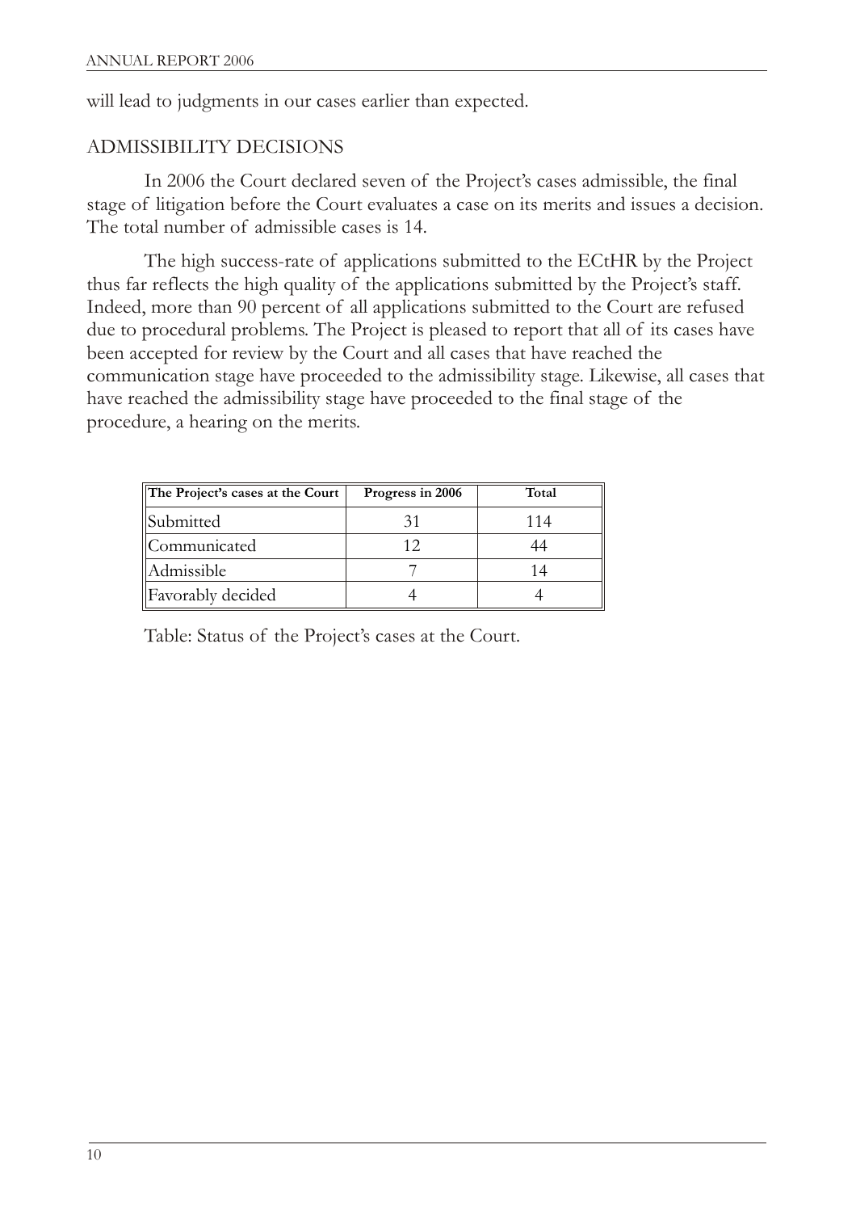will lead to judgments in our cases earlier than expected.

## ADMISSIBILITY DECISIONS

In 2006 the Court declared seven of the Project's cases admissible, the final stage of litigation before the Court evaluates a case on its merits and issues a decision. The total number of admissible cases is 14.

The high success-rate of applications submitted to the ECtHR by the Project thus far reflects the high quality of the applications submitted by the Project's staff. Indeed, more than 90 percent of all applications submitted to the Court are refused due to procedural problems. The Project is pleased to report that all of its cases have been accepted for review by the Court and all cases that have reached the communication stage have proceeded to the admissibility stage. Likewise, all cases that have reached the admissibility stage have proceeded to the final stage of the procedure, a hearing on the merits.

| The Project's cases at the Court | Progress in 2006 | Total |
|---|---|---|
| Submitted | 31 | 114 |
| Communicated | 12 | 44 |
| Admissible | 7 | 14 |
| Favorably decided | 4 | 4 |

Table: Status of the Project's cases at the Court.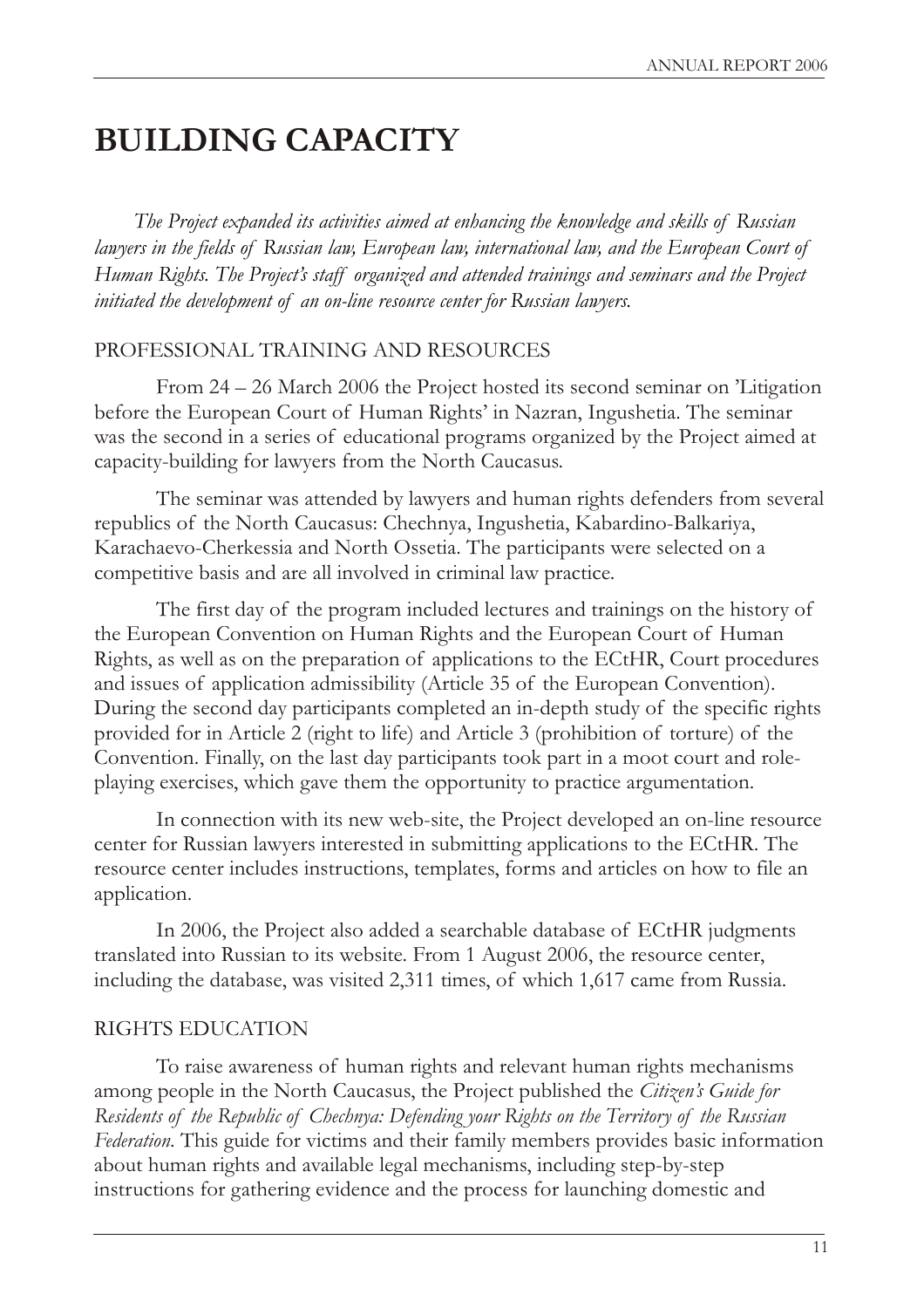# BUILDING CAPACITY

*The Project expanded its activities aimed at enhancing the knowledge and skills of Russian lawyers in the fields of Russian law, European law, international law, and the European Court of Human Rights. The Project's staff organized and attended trainings and seminars and the Project initiated the development of an on-line resource center for Russian lawyers.*

## PROFESSIONAL TRAINING AND RESOURCES

From 24 – 26 March 2006 the Project hosted its second seminar on 'Litigation before the European Court of Human Rights' in Nazran, Ingushetia. The seminar was the second in a series of educational programs organized by the Project aimed at capacity-building for lawyers from the North Caucasus.

The seminar was attended by lawyers and human rights defenders from several republics of the North Caucasus: Chechnya, Ingushetia, Kabardino-Balkariya, Karachaevo-Cherkessia and North Ossetia. The participants were selected on a competitive basis and are all involved in criminal law practice.

The first day of the program included lectures and trainings on the history of the European Convention on Human Rights and the European Court of Human Rights, as well as on the preparation of applications to the ECtHR, Court procedures and issues of application admissibility (Article 35 of the European Convention). During the second day participants completed an in-depth study of the specific rights provided for in Article 2 (right to life) and Article 3 (prohibition of torture) of the Convention. Finally, on the last day participants took part in a moot court and role-playing exercises, which gave them the opportunity to practice argumentation.

In connection with its new web-site, the Project developed an on-line resource center for Russian lawyers interested in submitting applications to the ECtHR. The resource center includes instructions, templates, forms and articles on how to file an application.

In 2006, the Project also added a searchable database of ECtHR judgments translated into Russian to its website. From 1 August 2006, the resource center, including the database, was visited 2,311 times, of which 1,617 came from Russia.

## RIGHTS EDUCATION

To raise awareness of human rights and relevant human rights mechanisms among people in the North Caucasus, the Project published the *Citizen's Guide for Residents of the Republic of Chechnya: Defending your Rights on the Territory of the Russian Federation*. This guide for victims and their family members provides basic information about human rights and available legal mechanisms, including step-by-step instructions for gathering evidence and the process for launching domestic and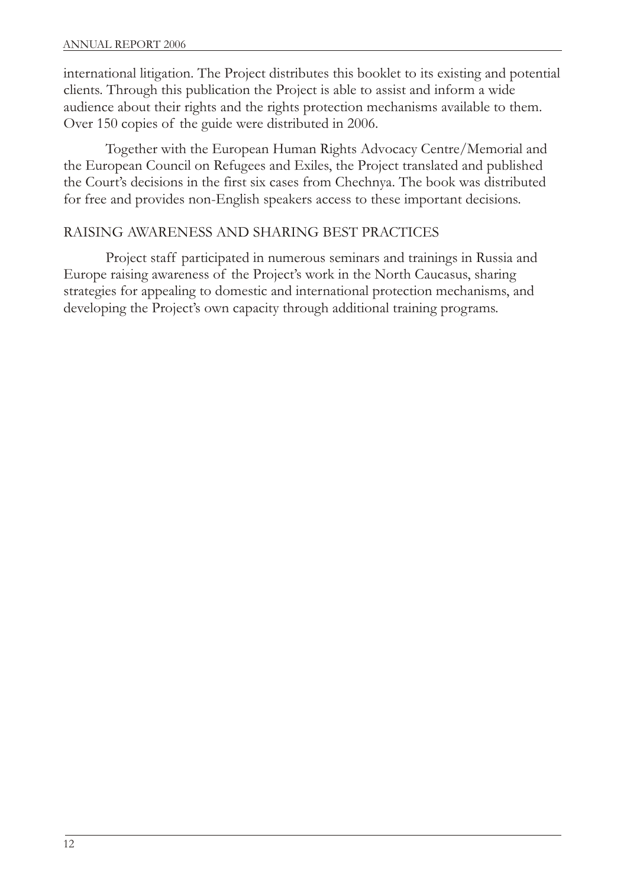international litigation. The Project distributes this booklet to its existing and potential clients. Through this publication the Project is able to assist and inform a wide audience about their rights and the rights protection mechanisms available to them. Over 150 copies of the guide were distributed in 2006.

Together with the European Human Rights Advocacy Centre/Memorial and the European Council on Refugees and Exiles, the Project translated and published the Court's decisions in the first six cases from Chechnya. The book was distributed for free and provides non-English speakers access to these important decisions.

## RAISING AWARENESS AND SHARING BEST PRACTICES

Project staff participated in numerous seminars and trainings in Russia and Europe raising awareness of the Project's work in the North Caucasus, sharing strategies for appealing to domestic and international protection mechanisms, and developing the Project's own capacity through additional training programs.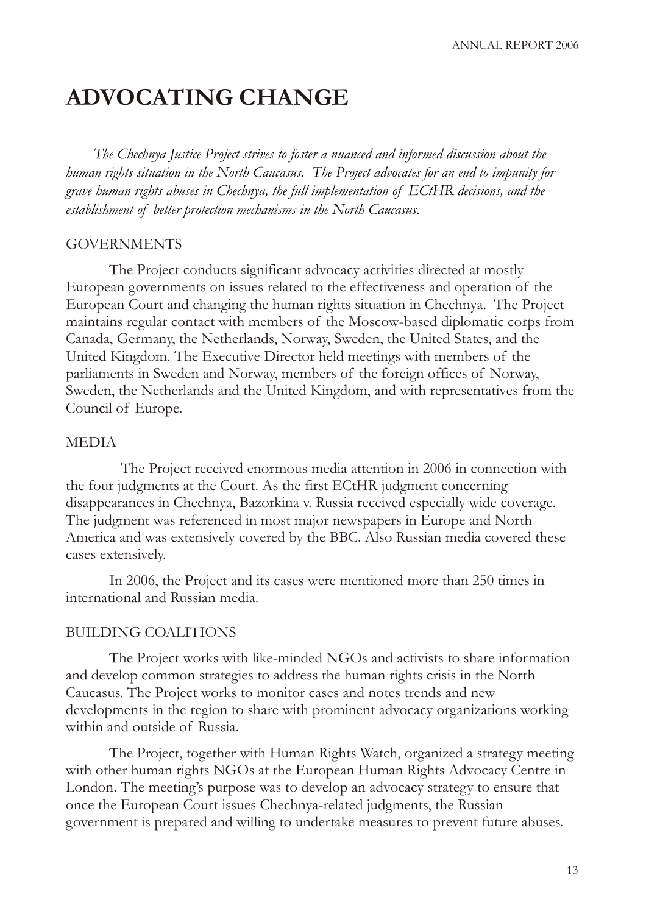# ADVOCATING CHANGE

*The Chechnya Justice Project strives to foster a nuanced and informed discussion about the human rights situation in the North Caucasus. The Project advocates for an end to impunity for grave human rights abuses in Chechnya, the full implementation of ECtHR decisions, and the establishment of better protection mechanisms in the North Caucasus.*

## GOVERNMENTS

The Project conducts significant advocacy activities directed at mostly European governments on issues related to the effectiveness and operation of the European Court and changing the human rights situation in Chechnya. The Project maintains regular contact with members of the Moscow-based diplomatic corps from Canada, Germany, the Netherlands, Norway, Sweden, the United States, and the United Kingdom. The Executive Director held meetings with members of the parliaments in Sweden and Norway, members of the foreign offices of Norway, Sweden, the Netherlands and the United Kingdom, and with representatives from the Council of Europe.

## MEDIA

The Project received enormous media attention in 2006 in connection with the four judgments at the Court. As the first ECtHR judgment concerning disappearances in Chechnya, Bazorkina v. Russia received especially wide coverage. The judgment was referenced in most major newspapers in Europe and North America and was extensively covered by the BBC. Also Russian media covered these cases extensively.

In 2006, the Project and its cases were mentioned more than 250 times in international and Russian media.

## BUILDING COALITIONS

The Project works with like-minded NGOs and activists to share information and develop common strategies to address the human rights crisis in the North Caucasus. The Project works to monitor cases and notes trends and new developments in the region to share with prominent advocacy organizations working within and outside of Russia.

The Project, together with Human Rights Watch, organized a strategy meeting with other human rights NGOs at the European Human Rights Advocacy Centre in London. The meeting's purpose was to develop an advocacy strategy to ensure that once the European Court issues Chechnya-related judgments, the Russian government is prepared and willing to undertake measures to prevent future abuses.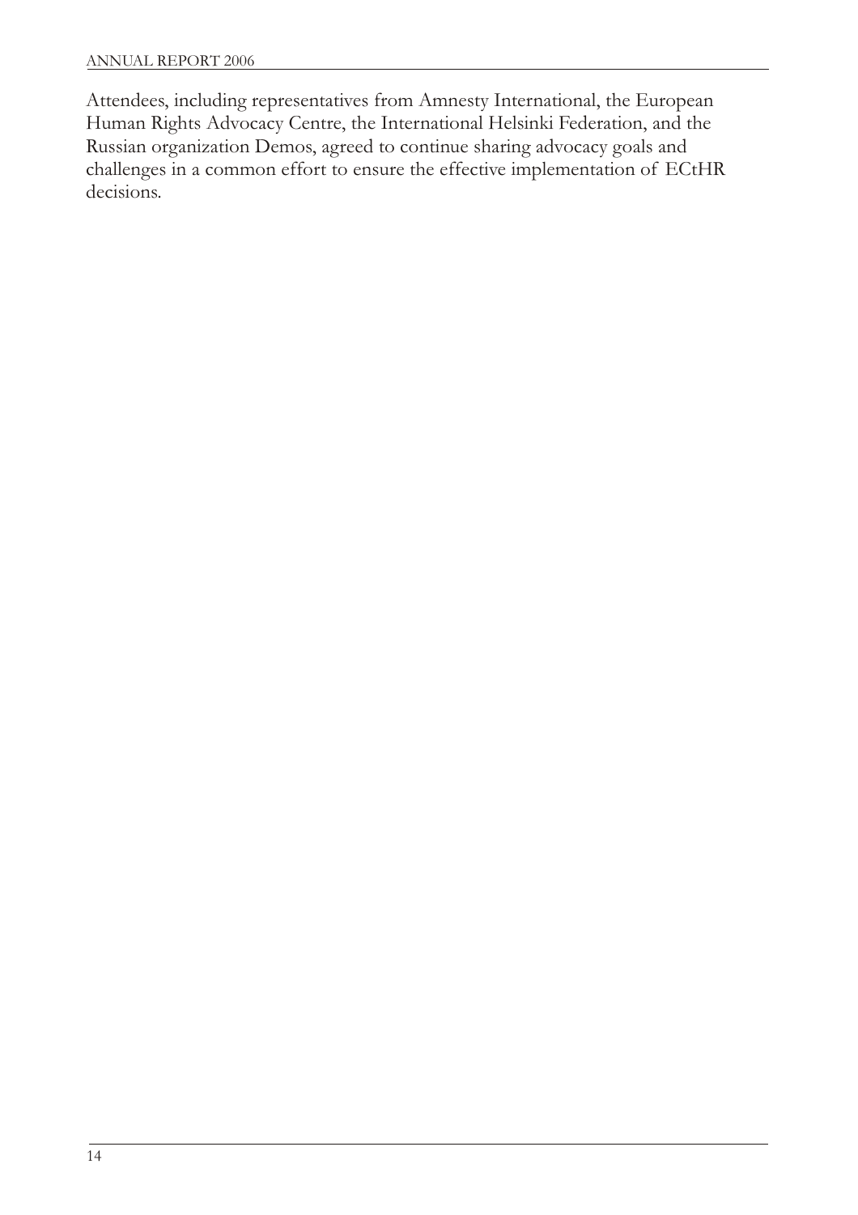Attendees, including representatives from Amnesty International, the European Human Rights Advocacy Centre, the International Helsinki Federation, and the Russian organization Demos, agreed to continue sharing advocacy goals and challenges in a common effort to ensure the effective implementation of ECtHR decisions.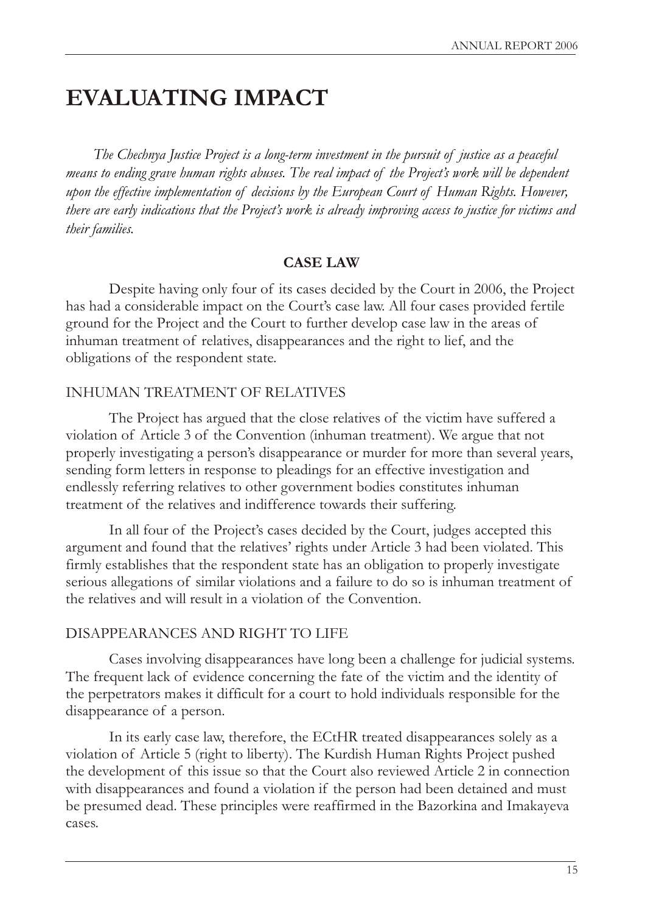# EVALUATING IMPACT

*The Chechnya Justice Project is a long-term investment in the pursuit of justice as a peaceful means to ending grave human rights abuses. The real impact of the Project's work will be dependent upon the effective implementation of decisions by the European Court of Human Rights. However, there are early indications that the Project's work is already improving access to justice for victims and their families.*

## CASE LAW

Despite having only four of its cases decided by the Court in 2006, the Project has had a considerable impact on the Court's case law. All four cases provided fertile ground for the Project and the Court to further develop case law in the areas of inhuman treatment of relatives, disappearances and the right to lief, and the obligations of the respondent state.

### INHUMAN TREATMENT OF RELATIVES

The Project has argued that the close relatives of the victim have suffered a violation of Article 3 of the Convention (inhuman treatment). We argue that not properly investigating a person's disappearance or murder for more than several years, sending form letters in response to pleadings for an effective investigation and endlessly referring relatives to other government bodies constitutes inhuman treatment of the relatives and indifference towards their suffering.

In all four of the Project's cases decided by the Court, judges accepted this argument and found that the relatives' rights under Article 3 had been violated. This firmly establishes that the respondent state has an obligation to properly investigate serious allegations of similar violations and a failure to do so is inhuman treatment of the relatives and will result in a violation of the Convention.

### DISAPPEARANCES AND RIGHT TO LIFE

Cases involving disappearances have long been a challenge for judicial systems. The frequent lack of evidence concerning the fate of the victim and the identity of the perpetrators makes it difficult for a court to hold individuals responsible for the disappearance of a person.

In its early case law, therefore, the ECtHR treated disappearances solely as a violation of Article 5 (right to liberty). The Kurdish Human Rights Project pushed the development of this issue so that the Court also reviewed Article 2 in connection with disappearances and found a violation if the person had been detained and must be presumed dead. These principles were reaffirmed in the Bazorkina and Imakayeva cases.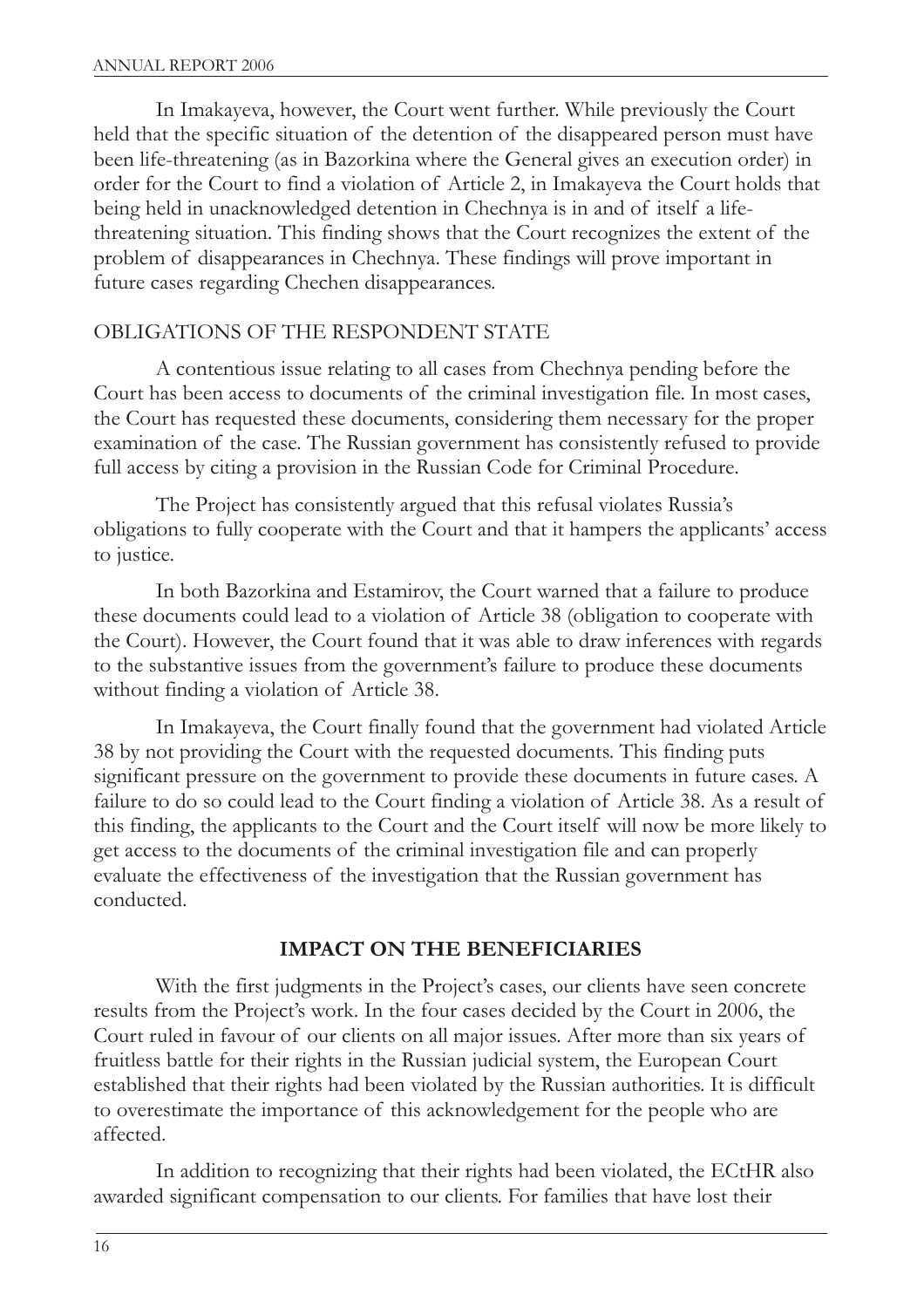In Imakayeva, however, the Court went further. While previously the Court held that the specific situation of the detention of the disappeared person must have been life-threatening (as in Bazorkina where the General gives an execution order) in order for the Court to find a violation of Article 2, in Imakayeva the Court holds that being held in unacknowledged detention in Chechnya is in and of itself a life-threatening situation. This finding shows that the Court recognizes the extent of the problem of disappearances in Chechnya. These findings will prove important in future cases regarding Chechen disappearances.

## OBLIGATIONS OF THE RESPONDENT STATE

A contentious issue relating to all cases from Chechnya pending before the Court has been access to documents of the criminal investigation file. In most cases, the Court has requested these documents, considering them necessary for the proper examination of the case. The Russian government has consistently refused to provide full access by citing a provision in the Russian Code for Criminal Procedure.

The Project has consistently argued that this refusal violates Russia's obligations to fully cooperate with the Court and that it hampers the applicants' access to justice.

In both Bazorkina and Estamirov, the Court warned that a failure to produce these documents could lead to a violation of Article 38 (obligation to cooperate with the Court). However, the Court found that it was able to draw inferences with regards to the substantive issues from the government's failure to produce these documents without finding a violation of Article 38.

In Imakayeva, the Court finally found that the government had violated Article 38 by not providing the Court with the requested documents. This finding puts significant pressure on the government to provide these documents in future cases. A failure to do so could lead to the Court finding a violation of Article 38. As a result of this finding, the applicants to the Court and the Court itself will now be more likely to get access to the documents of the criminal investigation file and can properly evaluate the effectiveness of the investigation that the Russian government has conducted.

## IMPACT ON THE BENEFICIARIES

With the first judgments in the Project's cases, our clients have seen concrete results from the Project's work. In the four cases decided by the Court in 2006, the Court ruled in favour of our clients on all major issues. After more than six years of fruitless battle for their rights in the Russian judicial system, the European Court established that their rights had been violated by the Russian authorities. It is difficult to overestimate the importance of this acknowledgement for the people who are affected.

In addition to recognizing that their rights had been violated, the ECtHR also awarded significant compensation to our clients. For families that have lost their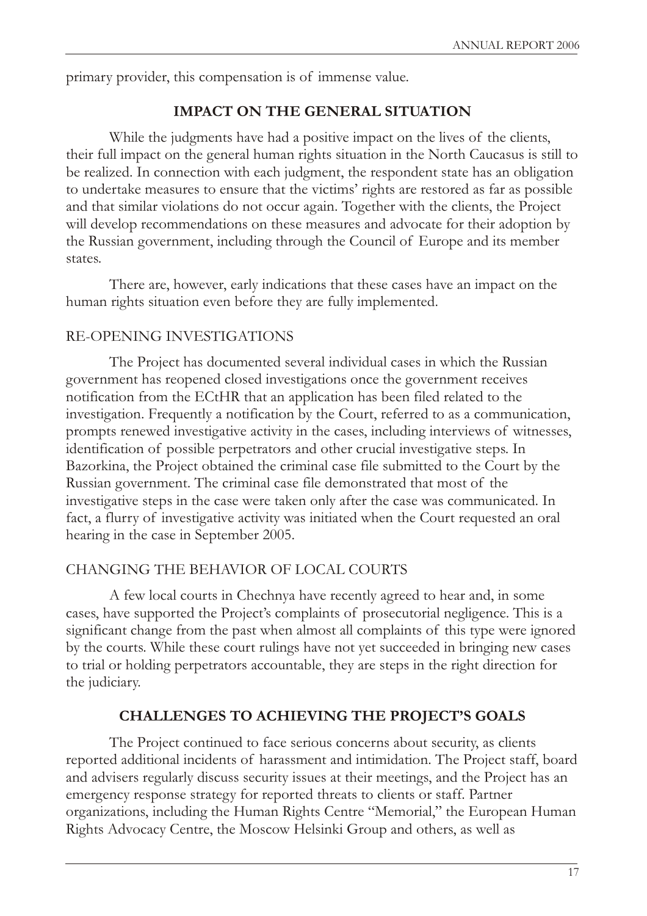primary provider, this compensation is of immense value.

## IMPACT ON THE GENERAL SITUATION

While the judgments have had a positive impact on the lives of the clients, their full impact on the general human rights situation in the North Caucasus is still to be realized. In connection with each judgment, the respondent state has an obligation to undertake measures to ensure that the victims' rights are restored as far as possible and that similar violations do not occur again. Together with the clients, the Project will develop recommendations on these measures and advocate for their adoption by the Russian government, including through the Council of Europe and its member states.

There are, however, early indications that these cases have an impact on the human rights situation even before they are fully implemented.

### RE-OPENING INVESTIGATIONS

The Project has documented several individual cases in which the Russian government has reopened closed investigations once the government receives notification from the ECtHR that an application has been filed related to the investigation. Frequently a notification by the Court, referred to as a communication, prompts renewed investigative activity in the cases, including interviews of witnesses, identification of possible perpetrators and other crucial investigative steps. In Bazorkina, the Project obtained the criminal case file submitted to the Court by the Russian government. The criminal case file demonstrated that most of the investigative steps in the case were taken only after the case was communicated. In fact, a flurry of investigative activity was initiated when the Court requested an oral hearing in the case in September 2005.

### CHANGING THE BEHAVIOR OF LOCAL COURTS

A few local courts in Chechnya have recently agreed to hear and, in some cases, have supported the Project's complaints of prosecutorial negligence. This is a significant change from the past when almost all complaints of this type were ignored by the courts. While these court rulings have not yet succeeded in bringing new cases to trial or holding perpetrators accountable, they are steps in the right direction for the judiciary.

## CHALLENGES TO ACHIEVING THE PROJECT'S GOALS

The Project continued to face serious concerns about security, as clients reported additional incidents of harassment and intimidation. The Project staff, board and advisers regularly discuss security issues at their meetings, and the Project has an emergency response strategy for reported threats to clients or staff. Partner organizations, including the Human Rights Centre "Memorial," the European Human Rights Advocacy Centre, the Moscow Helsinki Group and others, as well as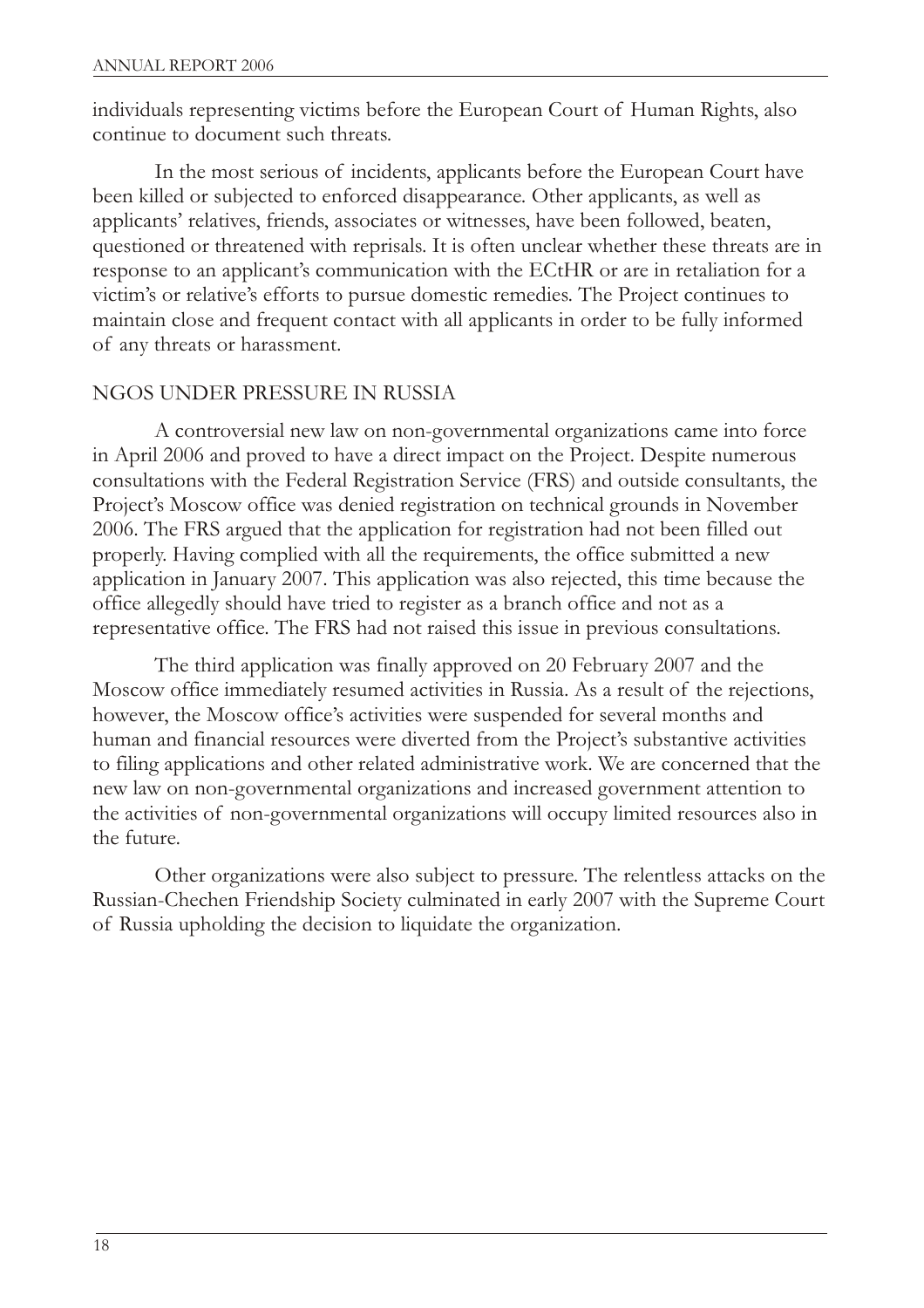individuals representing victims before the European Court of Human Rights, also continue to document such threats.

In the most serious of incidents, applicants before the European Court have been killed or subjected to enforced disappearance. Other applicants, as well as applicants' relatives, friends, associates or witnesses, have been followed, beaten, questioned or threatened with reprisals. It is often unclear whether these threats are in response to an applicant's communication with the ECtHR or are in retaliation for a victim's or relative's efforts to pursue domestic remedies. The Project continues to maintain close and frequent contact with all applicants in order to be fully informed of any threats or harassment.

## NGOS UNDER PRESSURE IN RUSSIA

A controversial new law on non-governmental organizations came into force in April 2006 and proved to have a direct impact on the Project. Despite numerous consultations with the Federal Registration Service (FRS) and outside consultants, the Project's Moscow office was denied registration on technical grounds in November 2006. The FRS argued that the application for registration had not been filled out properly. Having complied with all the requirements, the office submitted a new application in January 2007. This application was also rejected, this time because the office allegedly should have tried to register as a branch office and not as a representative office. The FRS had not raised this issue in previous consultations.

The third application was finally approved on 20 February 2007 and the Moscow office immediately resumed activities in Russia. As a result of the rejections, however, the Moscow office's activities were suspended for several months and human and financial resources were diverted from the Project's substantive activities to filing applications and other related administrative work. We are concerned that the new law on non-governmental organizations and increased government attention to the activities of non-governmental organizations will occupy limited resources also in the future.

Other organizations were also subject to pressure. The relentless attacks on the Russian-Chechen Friendship Society culminated in early 2007 with the Supreme Court of Russia upholding the decision to liquidate the organization.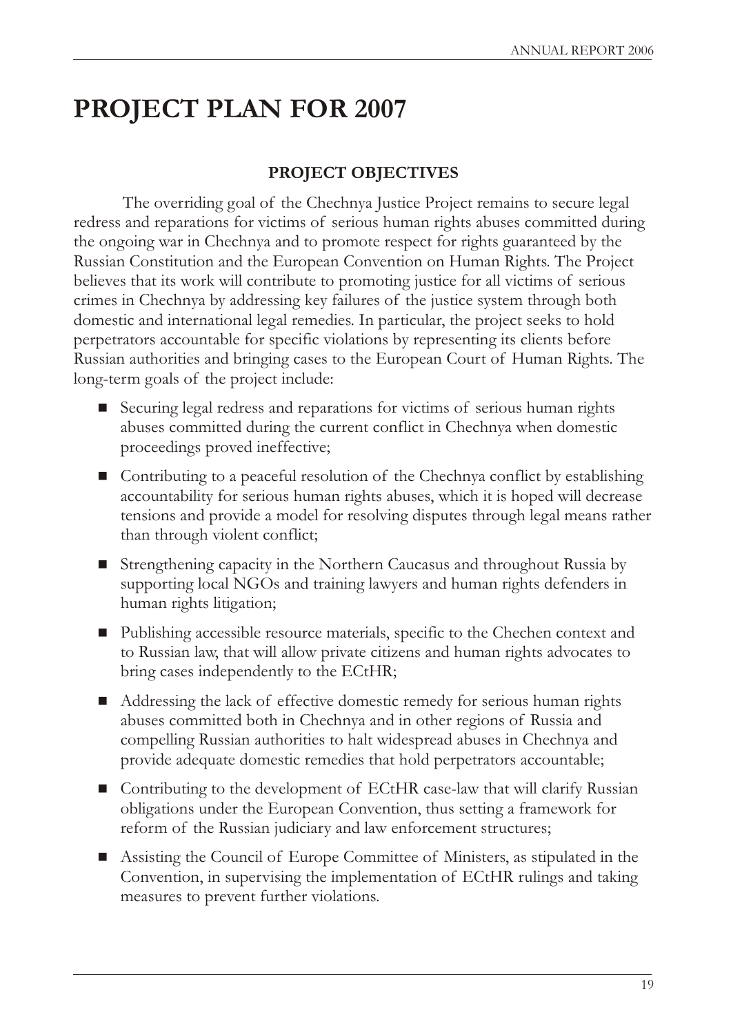# PROJECT PLAN FOR 2007

### PROJECT OBJECTIVES

The overriding goal of the Chechnya Justice Project remains to secure legal redress and reparations for victims of serious human rights abuses committed during the ongoing war in Chechnya and to promote respect for rights guaranteed by the Russian Constitution and the European Convention on Human Rights. The Project believes that its work will contribute to promoting justice for all victims of serious crimes in Chechnya by addressing key failures of the justice system through both domestic and international legal remedies. In particular, the project seeks to hold perpetrators accountable for specific violations by representing its clients before Russian authorities and bringing cases to the European Court of Human Rights. The long-term goals of the project include:

- Securing legal redress and reparations for victims of serious human rights abuses committed during the current conflict in Chechnya when domestic proceedings proved ineffective;
- Contributing to a peaceful resolution of the Chechnya conflict by establishing accountability for serious human rights abuses, which it is hoped will decrease tensions and provide a model for resolving disputes through legal means rather than through violent conflict;
- Strengthening capacity in the Northern Caucasus and throughout Russia by supporting local NGOs and training lawyers and human rights defenders in human rights litigation;
- Publishing accessible resource materials, specific to the Chechen context and to Russian law, that will allow private citizens and human rights advocates to bring cases independently to the ECtHR;
- Addressing the lack of effective domestic remedy for serious human rights abuses committed both in Chechnya and in other regions of Russia and compelling Russian authorities to halt widespread abuses in Chechnya and provide adequate domestic remedies that hold perpetrators accountable;
- Contributing to the development of ECtHR case-law that will clarify Russian obligations under the European Convention, thus setting a framework for reform of the Russian judiciary and law enforcement structures;
- Assisting the Council of Europe Committee of Ministers, as stipulated in the Convention, in supervising the implementation of ECtHR rulings and taking measures to prevent further violations.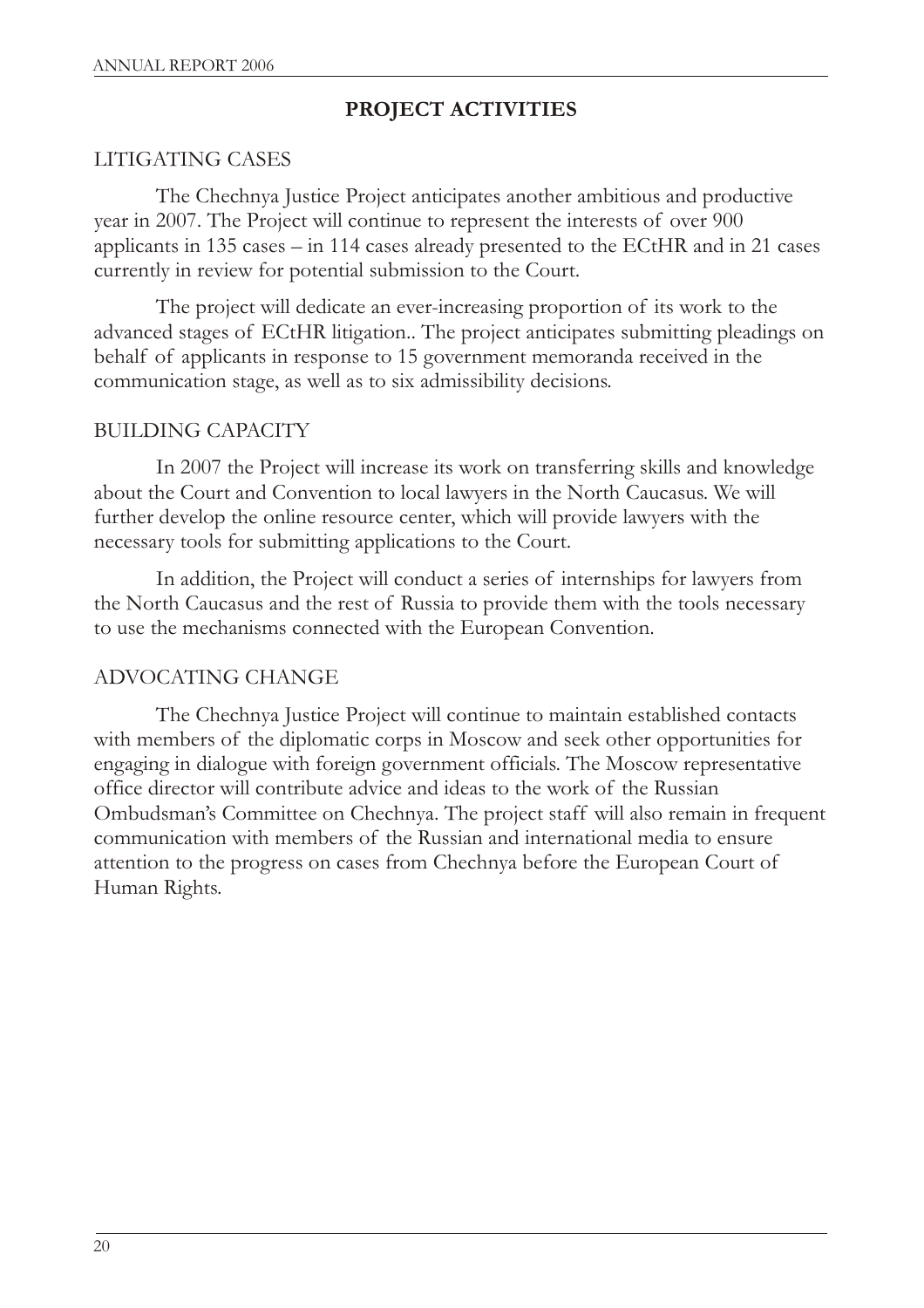# PROJECT ACTIVITIES

## LITIGATING CASES

The Chechnya Justice Project anticipates another ambitious and productive year in 2007. The Project will continue to represent the interests of over 900 applicants in 135 cases – in 114 cases already presented to the ECtHR and in 21 cases currently in review for potential submission to the Court.

The project will dedicate an ever-increasing proportion of its work to the advanced stages of ECtHR litigation.. The project anticipates submitting pleadings on behalf of applicants in response to 15 government memoranda received in the communication stage, as well as to six admissibility decisions.

## BUILDING CAPACITY

In 2007 the Project will increase its work on transferring skills and knowledge about the Court and Convention to local lawyers in the North Caucasus. We will further develop the online resource center, which will provide lawyers with the necessary tools for submitting applications to the Court.

In addition, the Project will conduct a series of internships for lawyers from the North Caucasus and the rest of Russia to provide them with the tools necessary to use the mechanisms connected with the European Convention.

## ADVOCATING CHANGE

The Chechnya Justice Project will continue to maintain established contacts with members of the diplomatic corps in Moscow and seek other opportunities for engaging in dialogue with foreign government officials. The Moscow representative office director will contribute advice and ideas to the work of the Russian Ombudsman's Committee on Chechnya. The project staff will also remain in frequent communication with members of the Russian and international media to ensure attention to the progress on cases from Chechnya before the European Court of Human Rights.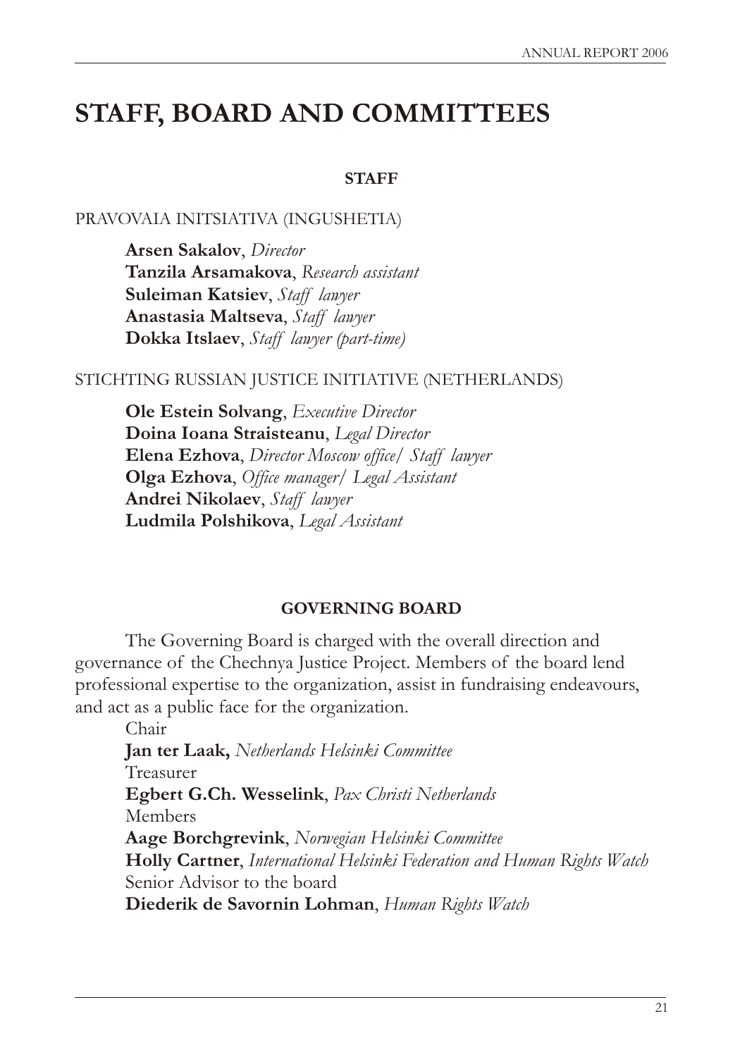# STAFF, BOARD AND COMMITTEES

### STAFF

PRAVOVAIA INITSIATIVA (INGUSHETIA)

**Arsen Sakalov**, *Director*
**Tanzila Arsamakova**, *Research assistant*
**Suleiman Katsiev**, *Staff lawyer*
**Anastasia Maltseva**, *Staff lawyer*
**Dokka Itslaev**, *Staff lawyer (part-time)*

STICHTING RUSSIAN JUSTICE INITIATIVE (NETHERLANDS)

**Ole Estein Solvang**, *Executive Director*
**Doina Ioana Straisteanu**, *Legal Director*
**Elena Ezhova**, *Director Moscow office/ Staff lawyer*
**Olga Ezhova**, *Office manager/ Legal Assistant*
**Andrei Nikolaev**, *Staff lawyer*
**Ludmila Polshikova**, *Legal Assistant*

### GOVERNING BOARD

The Governing Board is charged with the overall direction and governance of the Chechnya Justice Project. Members of the board lend professional expertise to the organization, assist in fundraising endeavours, and act as a public face for the organization.

Chair
**Jan ter Laak,** *Netherlands Helsinki Committee*
Treasurer
**Egbert G.Ch. Wesselink**, *Pax Christi Netherlands*
Members
**Aage Borchgrevink**, *Norwegian Helsinki Committee*
**Holly Cartner**, *International Helsinki Federation and Human Rights Watch*
Senior Advisor to the board
**Diederik de Savornin Lohman**, *Human Rights Watch*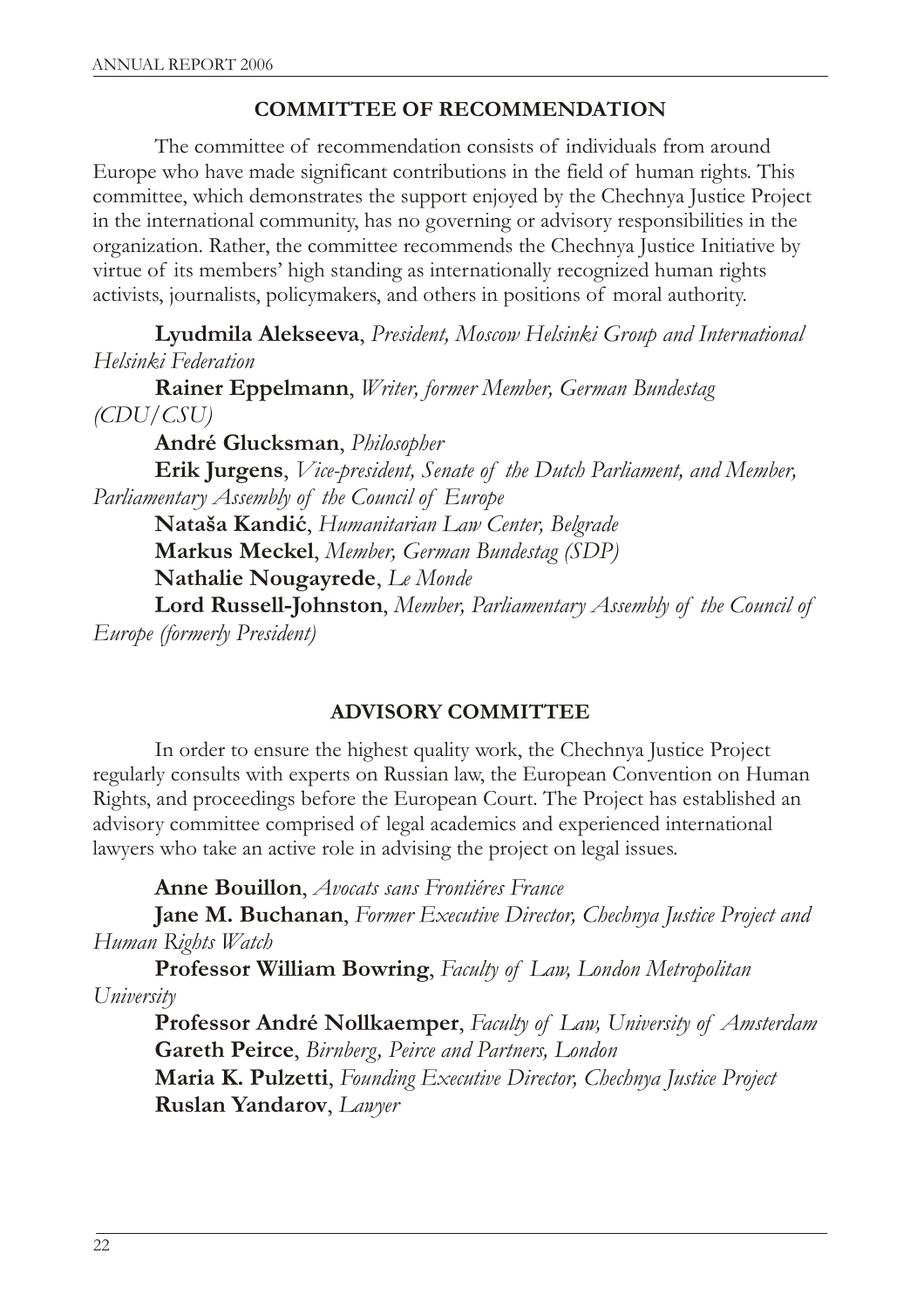## COMMITTEE OF RECOMMENDATION

The committee of recommendation consists of individuals from around Europe who have made significant contributions in the field of human rights. This committee, which demonstrates the support enjoyed by the Chechnya Justice Project in the international community, has no governing or advisory responsibilities in the organization. Rather, the committee recommends the Chechnya Justice Initiative by virtue of its members' high standing as internationally recognized human rights activists, journalists, policymakers, and others in positions of moral authority.

**Lyudmila Alekseeva**, *President, Moscow Helsinki Group and International Helsinki Federation*

**Rainer Eppelmann**, *Writer, former Member, German Bundestag (CDU/CSU)*

**André Glucksman**, *Philosopher*

**Erik Jurgens**, *Vice-president, Senate of the Dutch Parliament, and Member, Parliamentary Assembly of the Council of Europe*

**Nataša Kandić**, *Humanitarian Law Center, Belgrade*

**Markus Meckel**, *Member, German Bundestag (SDP)*

**Nathalie Nougayrede**, *Le Monde*

**Lord Russell-Johnston**, *Member, Parliamentary Assembly of the Council of Europe (formerly President)*

## ADVISORY COMMITTEE

In order to ensure the highest quality work, the Chechnya Justice Project regularly consults with experts on Russian law, the European Convention on Human Rights, and proceedings before the European Court. The Project has established an advisory committee comprised of legal academics and experienced international lawyers who take an active role in advising the project on legal issues.

**Anne Bouillon**, *Avocats sans Frontiéres France*

**Jane M. Buchanan**, *Former Executive Director, Chechnya Justice Project and Human Rights Watch*

**Professor William Bowring**, *Faculty of Law, London Metropolitan University*

**Professor André Nollkaemper**, *Faculty of Law, University of Amsterdam*

**Gareth Peirce**, *Birnberg, Peirce and Partners, London*

**Maria K. Pulzetti**, *Founding Executive Director, Chechnya Justice Project*

**Ruslan Yandarov**, *Lawyer*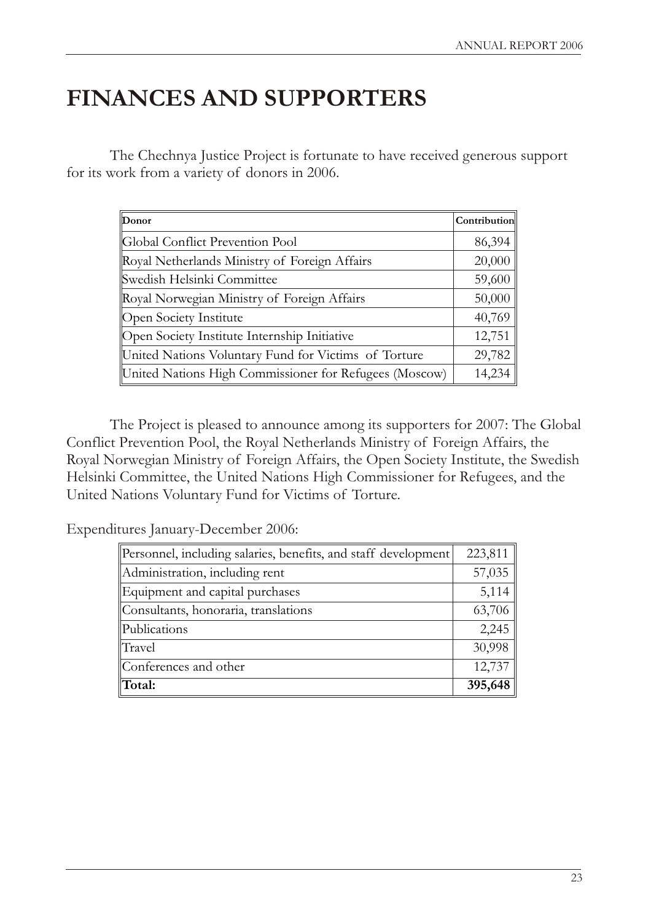# FINANCES AND SUPPORTERS

The Chechnya Justice Project is fortunate to have received generous support for its work from a variety of donors in 2006.

| Donor | Contribution |
|---|---|
| Global Conflict Prevention Pool | 86,394 |
| Royal Netherlands Ministry of Foreign Affairs | 20,000 |
| Swedish Helsinki Committee | 59,600 |
| Royal Norwegian Ministry of Foreign Affairs | 50,000 |
| Open Society Institute | 40,769 |
| Open Society Institute Internship Initiative | 12,751 |
| United Nations Voluntary Fund for Victims of Torture | 29,782 |
| United Nations High Commissioner for Refugees (Moscow) | 14,234 |

The Project is pleased to announce among its supporters for 2007: The Global Conflict Prevention Pool, the Royal Netherlands Ministry of Foreign Affairs, the Royal Norwegian Ministry of Foreign Affairs, the Open Society Institute, the Swedish Helsinki Committee, the United Nations High Commissioner for Refugees, and the United Nations Voluntary Fund for Victims of Torture.

Expenditures January-December 2006:

| | |
|---|---|
| Personnel, including salaries, benefits, and staff development | 223,811 |
| Administration, including rent | 57,035 |
| Equipment and capital purchases | 5,114 |
| Consultants, honoraria, translations | 63,706 |
| Publications | 2,245 |
| Travel | 30,998 |
| Conferences and other | 12,737 |
| **Total:** | **395,648** |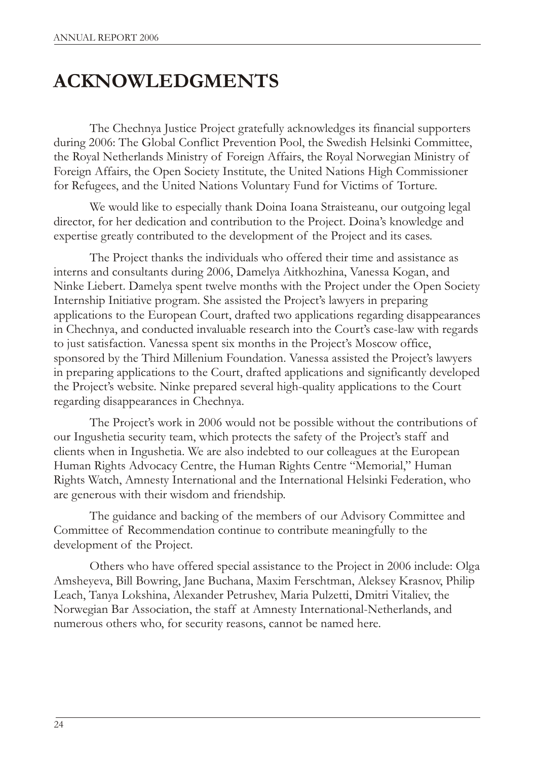# ACKNOWLEDGMENTS

The Chechnya Justice Project gratefully acknowledges its financial supporters during 2006: The Global Conflict Prevention Pool, the Swedish Helsinki Committee, the Royal Netherlands Ministry of Foreign Affairs, the Royal Norwegian Ministry of Foreign Affairs, the Open Society Institute, the United Nations High Commissioner for Refugees, and the United Nations Voluntary Fund for Victims of Torture.

We would like to especially thank Doina Ioana Straisteanu, our outgoing legal director, for her dedication and contribution to the Project. Doina's knowledge and expertise greatly contributed to the development of the Project and its cases.

The Project thanks the individuals who offered their time and assistance as interns and consultants during 2006, Damelya Aitkhozhina, Vanessa Kogan, and Ninke Liebert. Damelya spent twelve months with the Project under the Open Society Internship Initiative program. She assisted the Project's lawyers in preparing applications to the European Court, drafted two applications regarding disappearances in Chechnya, and conducted invaluable research into the Court's case-law with regards to just satisfaction. Vanessa spent six months in the Project's Moscow office, sponsored by the Third Millenium Foundation. Vanessa assisted the Project's lawyers in preparing applications to the Court, drafted applications and significantly developed the Project's website. Ninke prepared several high-quality applications to the Court regarding disappearances in Chechnya.

The Project's work in 2006 would not be possible without the contributions of our Ingushetia security team, which protects the safety of the Project's staff and clients when in Ingushetia. We are also indebted to our colleagues at the European Human Rights Advocacy Centre, the Human Rights Centre "Memorial," Human Rights Watch, Amnesty International and the International Helsinki Federation, who are generous with their wisdom and friendship.

The guidance and backing of the members of our Advisory Committee and Committee of Recommendation continue to contribute meaningfully to the development of the Project.

Others who have offered special assistance to the Project in 2006 include: Olga Amsheyeva, Bill Bowring, Jane Buchana, Maxim Ferschtman, Aleksey Krasnov, Philip Leach, Tanya Lokshina, Alexander Petrushev, Maria Pulzetti, Dmitri Vitaliev, the Norwegian Bar Association, the staff at Amnesty International-Netherlands, and numerous others who, for security reasons, cannot be named here.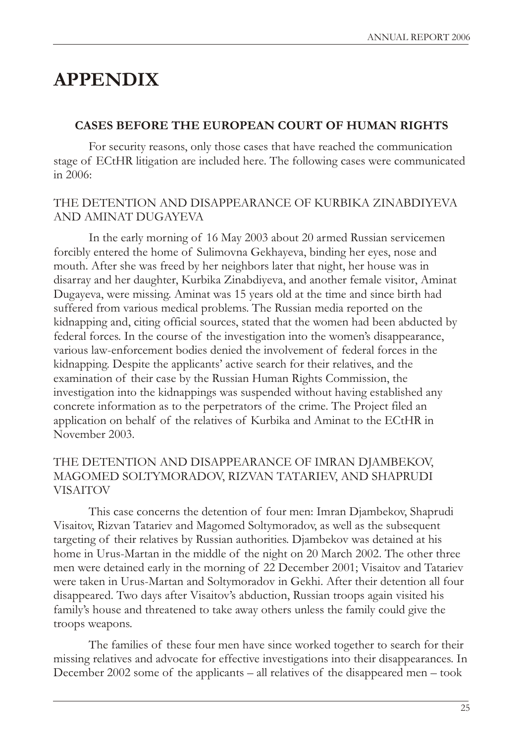# APPENDIX

## CASES BEFORE THE EUROPEAN COURT OF HUMAN RIGHTS

For security reasons, only those cases that have reached the communication stage of ECtHR litigation are included here. The following cases were communicated in 2006:

### THE DETENTION AND DISAPPEARANCE OF KURBIKA ZINABDIYEVA AND AMINAT DUGAYEVA

In the early morning of 16 May 2003 about 20 armed Russian servicemen forcibly entered the home of Sulimovna Gekhayeva, binding her eyes, nose and mouth. After she was freed by her neighbors later that night, her house was in disarray and her daughter, Kurbika Zinabdiyeva, and another female visitor, Aminat Dugayeva, were missing. Aminat was 15 years old at the time and since birth had suffered from various medical problems. The Russian media reported on the kidnapping and, citing official sources, stated that the women had been abducted by federal forces. In the course of the investigation into the women's disappearance, various law-enforcement bodies denied the involvement of federal forces in the kidnapping. Despite the applicants' active search for their relatives, and the examination of their case by the Russian Human Rights Commission, the investigation into the kidnappings was suspended without having established any concrete information as to the perpetrators of the crime. The Project filed an application on behalf of the relatives of Kurbika and Aminat to the ECtHR in November 2003.

### THE DETENTION AND DISAPPEARANCE OF IMRAN DJAMBEKOV, MAGOMED SOLTYMORADOV, RIZVAN TATARIEV, AND SHAPRUDI VISAITOV

This case concerns the detention of four men: Imran Djambekov, Shaprudi Visaitov, Rizvan Tatariev and Magomed Soltymoradov, as well as the subsequent targeting of their relatives by Russian authorities. Djambekov was detained at his home in Urus-Martan in the middle of the night on 20 March 2002. The other three men were detained early in the morning of 22 December 2001; Visaitov and Tatariev were taken in Urus-Martan and Soltymoradov in Gekhi. After their detention all four disappeared. Two days after Visaitov's abduction, Russian troops again visited his family's house and threatened to take away others unless the family could give the troops weapons.

The families of these four men have since worked together to search for their missing relatives and advocate for effective investigations into their disappearances. In December 2002 some of the applicants – all relatives of the disappeared men – took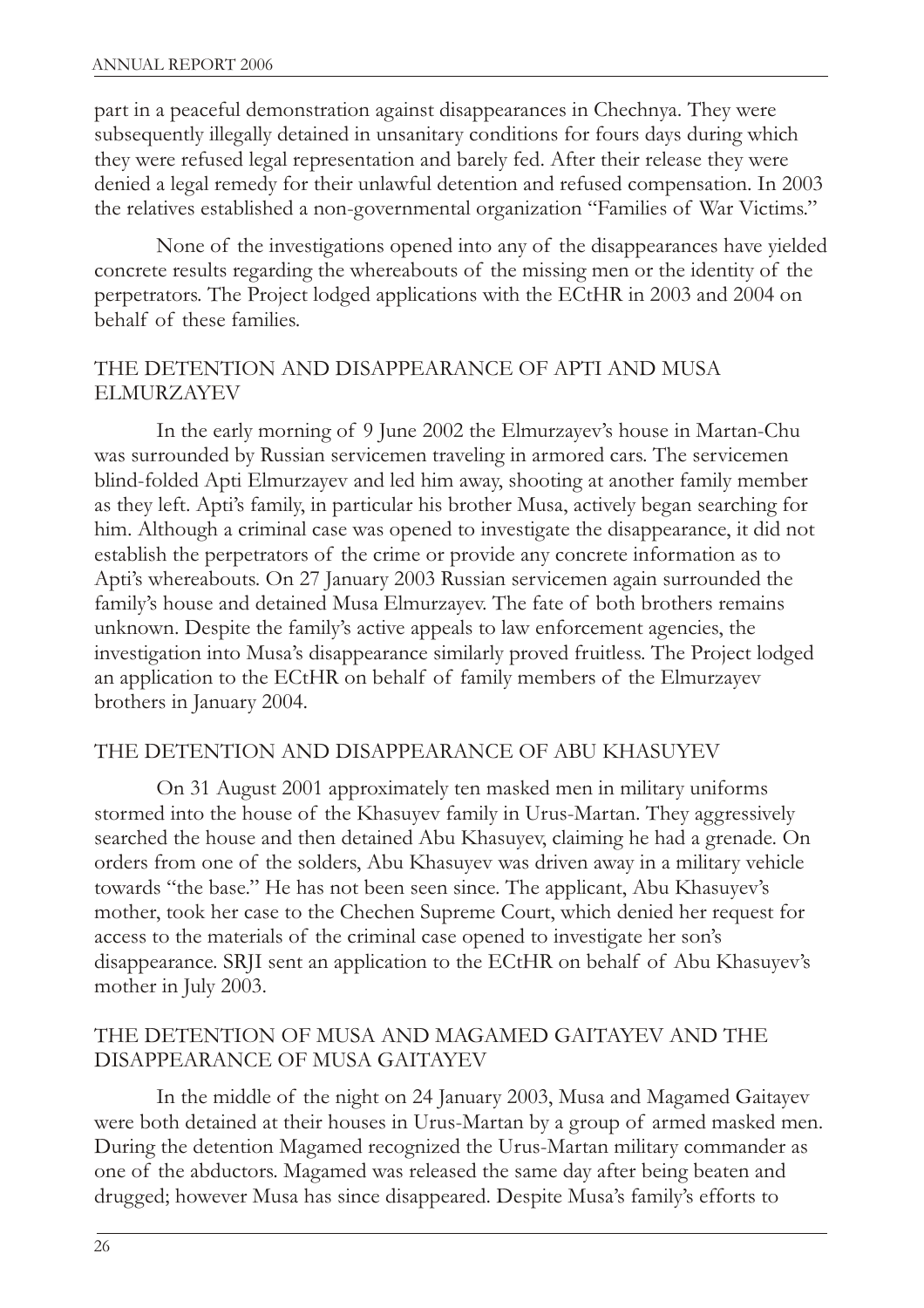part in a peaceful demonstration against disappearances in Chechnya. They were subsequently illegally detained in unsanitary conditions for fours days during which they were refused legal representation and barely fed. After their release they were denied a legal remedy for their unlawful detention and refused compensation. In 2003 the relatives established a non-governmental organization "Families of War Victims."

None of the investigations opened into any of the disappearances have yielded concrete results regarding the whereabouts of the missing men or the identity of the perpetrators. The Project lodged applications with the ECtHR in 2003 and 2004 on behalf of these families.

## THE DETENTION AND DISAPPEARANCE OF APTI AND MUSA ELMURZAYEV

In the early morning of 9 June 2002 the Elmurzayev's house in Martan-Chu was surrounded by Russian servicemen traveling in armored cars. The servicemen blind-folded Apti Elmurzayev and led him away, shooting at another family member as they left. Apti's family, in particular his brother Musa, actively began searching for him. Although a criminal case was opened to investigate the disappearance, it did not establish the perpetrators of the crime or provide any concrete information as to Apti's whereabouts. On 27 January 2003 Russian servicemen again surrounded the family's house and detained Musa Elmurzayev. The fate of both brothers remains unknown. Despite the family's active appeals to law enforcement agencies, the investigation into Musa's disappearance similarly proved fruitless. The Project lodged an application to the ECtHR on behalf of family members of the Elmurzayev brothers in January 2004.

## THE DETENTION AND DISAPPEARANCE OF ABU KHASUYEV

On 31 August 2001 approximately ten masked men in military uniforms stormed into the house of the Khasuyev family in Urus-Martan. They aggressively searched the house and then detained Abu Khasuyev, claiming he had a grenade. On orders from one of the solders, Abu Khasuyev was driven away in a military vehicle towards "the base." He has not been seen since. The applicant, Abu Khasuyev's mother, took her case to the Chechen Supreme Court, which denied her request for access to the materials of the criminal case opened to investigate her son's disappearance. SRJI sent an application to the ECtHR on behalf of Abu Khasuyev's mother in July 2003.

## THE DETENTION OF MUSA AND MAGAMED GAITAYEV AND THE DISAPPEARANCE OF MUSA GAITAYEV

In the middle of the night on 24 January 2003, Musa and Magamed Gaitayev were both detained at their houses in Urus-Martan by a group of armed masked men. During the detention Magamed recognized the Urus-Martan military commander as one of the abductors. Magamed was released the same day after being beaten and drugged; however Musa has since disappeared. Despite Musa's family's efforts to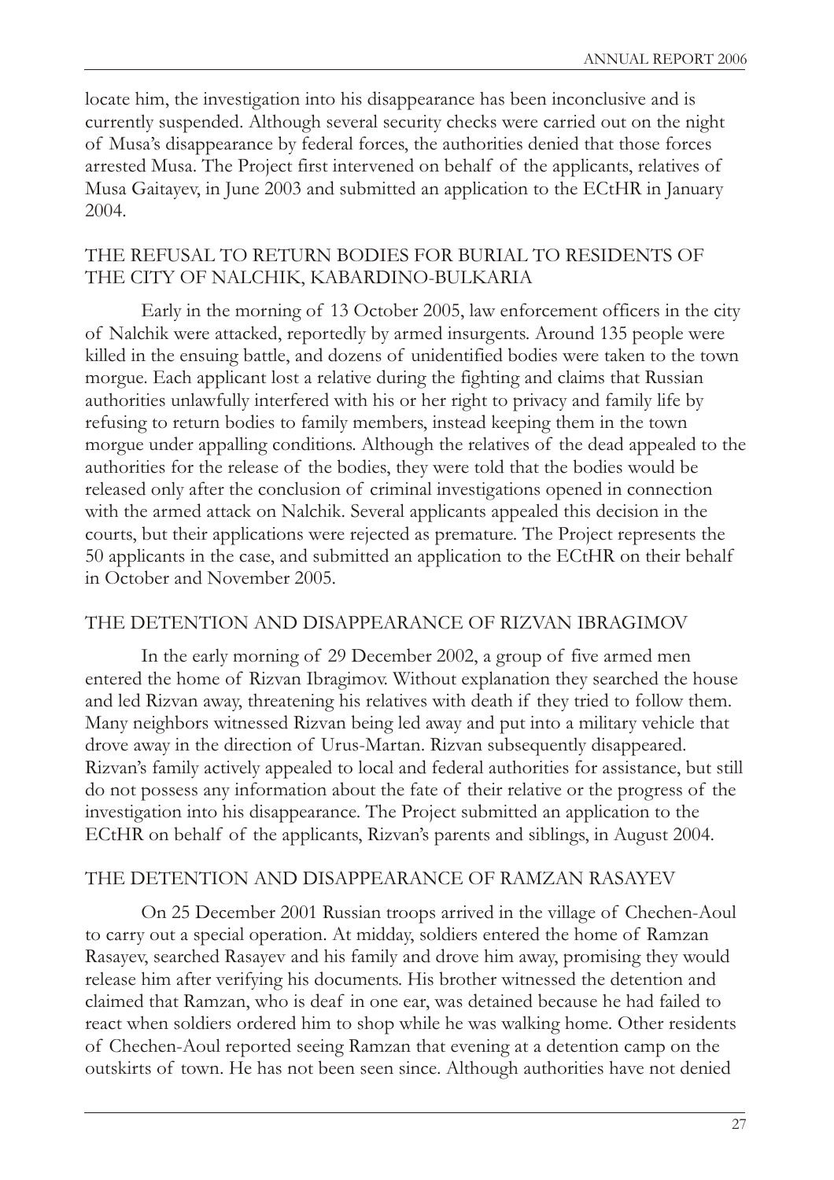locate him, the investigation into his disappearance has been inconclusive and is currently suspended. Although several security checks were carried out on the night of Musa's disappearance by federal forces, the authorities denied that those forces arrested Musa. The Project first intervened on behalf of the applicants, relatives of Musa Gaitayev, in June 2003 and submitted an application to the ECtHR in January 2004.

## THE REFUSAL TO RETURN BODIES FOR BURIAL TO RESIDENTS OF THE CITY OF NALCHIK, KABARDINO-BULKARIA

Early in the morning of 13 October 2005, law enforcement officers in the city of Nalchik were attacked, reportedly by armed insurgents. Around 135 people were killed in the ensuing battle, and dozens of unidentified bodies were taken to the town morgue. Each applicant lost a relative during the fighting and claims that Russian authorities unlawfully interfered with his or her right to privacy and family life by refusing to return bodies to family members, instead keeping them in the town morgue under appalling conditions. Although the relatives of the dead appealed to the authorities for the release of the bodies, they were told that the bodies would be released only after the conclusion of criminal investigations opened in connection with the armed attack on Nalchik. Several applicants appealed this decision in the courts, but their applications were rejected as premature. The Project represents the 50 applicants in the case, and submitted an application to the ECtHR on their behalf in October and November 2005.

## THE DETENTION AND DISAPPEARANCE OF RIZVAN IBRAGIMOV

In the early morning of 29 December 2002, a group of five armed men entered the home of Rizvan Ibragimov. Without explanation they searched the house and led Rizvan away, threatening his relatives with death if they tried to follow them. Many neighbors witnessed Rizvan being led away and put into a military vehicle that drove away in the direction of Urus-Martan. Rizvan subsequently disappeared. Rizvan's family actively appealed to local and federal authorities for assistance, but still do not possess any information about the fate of their relative or the progress of the investigation into his disappearance. The Project submitted an application to the ECtHR on behalf of the applicants, Rizvan's parents and siblings, in August 2004.

## THE DETENTION AND DISAPPEARANCE OF RAMZAN RASAYEV

On 25 December 2001 Russian troops arrived in the village of Chechen-Aoul to carry out a special operation. At midday, soldiers entered the home of Ramzan Rasayev, searched Rasayev and his family and drove him away, promising they would release him after verifying his documents. His brother witnessed the detention and claimed that Ramzan, who is deaf in one ear, was detained because he had failed to react when soldiers ordered him to shop while he was walking home. Other residents of Chechen-Aoul reported seeing Ramzan that evening at a detention camp on the outskirts of town. He has not been seen since. Although authorities have not denied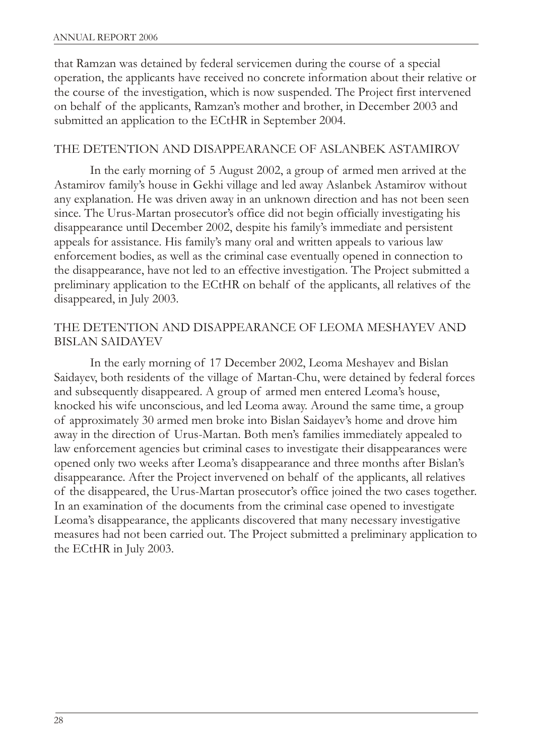that Ramzan was detained by federal servicemen during the course of a special operation, the applicants have received no concrete information about their relative or the course of the investigation, which is now suspended. The Project first intervened on behalf of the applicants, Ramzan's mother and brother, in December 2003 and submitted an application to the ECtHR in September 2004.

## THE DETENTION AND DISAPPEARANCE OF ASLANBEK ASTAMIROV

In the early morning of 5 August 2002, a group of armed men arrived at the Astamirov family's house in Gekhi village and led away Aslanbek Astamirov without any explanation. He was driven away in an unknown direction and has not been seen since. The Urus-Martan prosecutor's office did not begin officially investigating his disappearance until December 2002, despite his family's immediate and persistent appeals for assistance. His family's many oral and written appeals to various law enforcement bodies, as well as the criminal case eventually opened in connection to the disappearance, have not led to an effective investigation. The Project submitted a preliminary application to the ECtHR on behalf of the applicants, all relatives of the disappeared, in July 2003.

## THE DETENTION AND DISAPPEARANCE OF LEOMA MESHAYEV AND BISLAN SAIDAYEV

In the early morning of 17 December 2002, Leoma Meshayev and Bislan Saidayev, both residents of the village of Martan-Chu, were detained by federal forces and subsequently disappeared. A group of armed men entered Leoma's house, knocked his wife unconscious, and led Leoma away. Around the same time, a group of approximately 30 armed men broke into Bislan Saidayev's home and drove him away in the direction of Urus-Martan. Both men's families immediately appealed to law enforcement agencies but criminal cases to investigate their disappearances were opened only two weeks after Leoma's disappearance and three months after Bislan's disappearance. After the Project invervened on behalf of the applicants, all relatives of the disappeared, the Urus-Martan prosecutor's office joined the two cases together. In an examination of the documents from the criminal case opened to investigate Leoma's disappearance, the applicants discovered that many necessary investigative measures had not been carried out. The Project submitted a preliminary application to the ECtHR in July 2003.